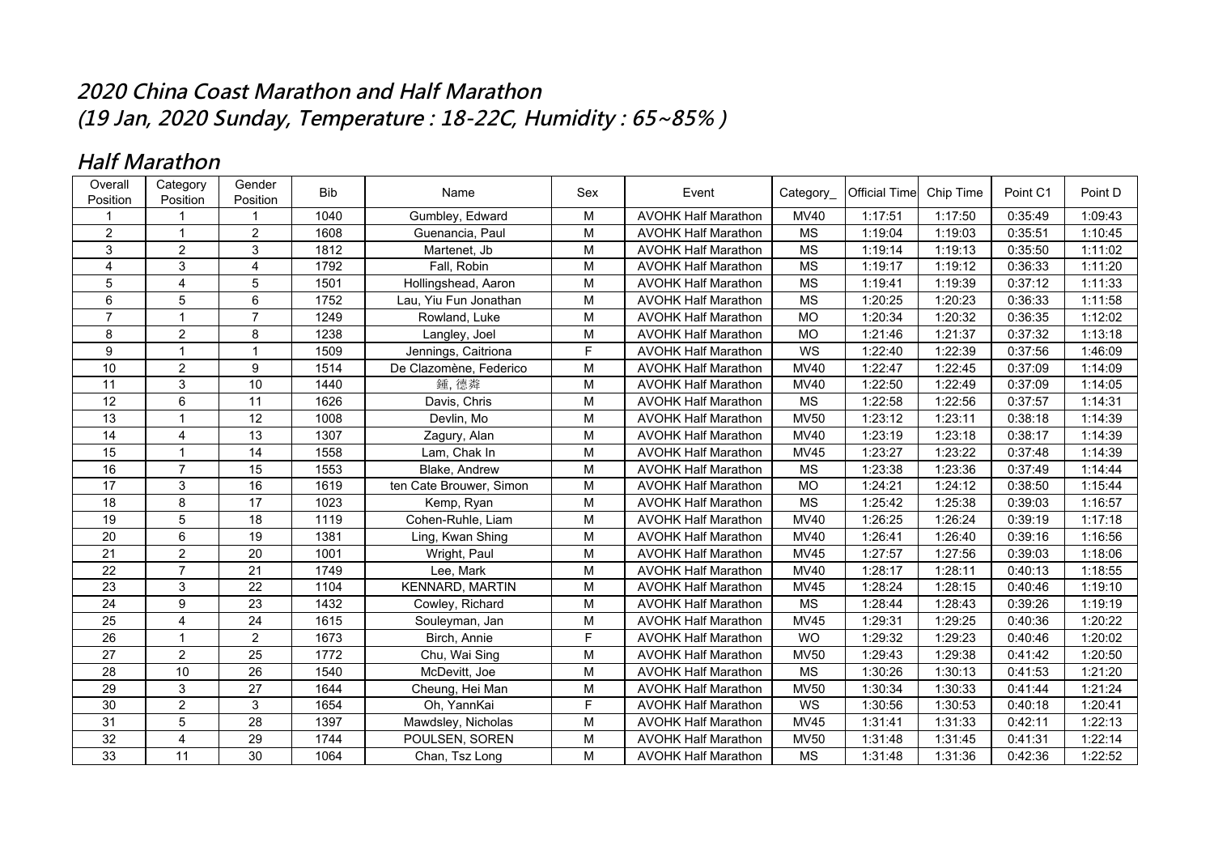## *2020 China Coast Marathon and Half Marathon*
## *(19 Jan, 2020 Sunday, Temperature : 18-22C, Humidity : 65~85% )*

## *Half Marathon*

| Overall Position | Category Position | Gender Position | Bib | Name | Sex | Event | Category_ | Official Time | Chip Time | Point C1 | Point D |
|---|---|---|---|---|---|---|---|---|---|---|---|
| 1 | 1 | 1 | 1040 | Gumbley, Edward | M | AVOHK Half Marathon | MV40 | 1:17:51 | 1:17:50 | 0:35:49 | 1:09:43 |
| 2 | 1 | 2 | 1608 | Guenancia, Paul | M | AVOHK Half Marathon | MS | 1:19:04 | 1:19:03 | 0:35:51 | 1:10:45 |
| 3 | 2 | 3 | 1812 | Martenet, Jb | M | AVOHK Half Marathon | MS | 1:19:14 | 1:19:13 | 0:35:50 | 1:11:02 |
| 4 | 3 | 4 | 1792 | Fall, Robin | M | AVOHK Half Marathon | MS | 1:19:17 | 1:19:12 | 0:36:33 | 1:11:20 |
| 5 | 4 | 5 | 1501 | Hollingshead, Aaron | M | AVOHK Half Marathon | MS | 1:19:41 | 1:19:39 | 0:37:12 | 1:11:33 |
| 6 | 5 | 6 | 1752 | Lau, Yiu Fun Jonathan | M | AVOHK Half Marathon | MS | 1:20:25 | 1:20:23 | 0:36:33 | 1:11:58 |
| 7 | 1 | 7 | 1249 | Rowland, Luke | M | AVOHK Half Marathon | MO | 1:20:34 | 1:20:32 | 0:36:35 | 1:12:02 |
| 8 | 2 | 8 | 1238 | Langley, Joel | M | AVOHK Half Marathon | MO | 1:21:46 | 1:21:37 | 0:37:32 | 1:13:18 |
| 9 | 1 | 1 | 1509 | Jennings, Caitriona | F | AVOHK Half Marathon | WS | 1:22:40 | 1:22:39 | 0:37:56 | 1:46:09 |
| 10 | 2 | 9 | 1514 | De Clazomène, Federico | M | AVOHK Half Marathon | MV40 | 1:22:47 | 1:22:45 | 0:37:09 | 1:14:09 |
| 11 | 3 | 10 | 1440 | 鍾, 德蓀 | M | AVOHK Half Marathon | MV40 | 1:22:50 | 1:22:49 | 0:37:09 | 1:14:05 |
| 12 | 6 | 11 | 1626 | Davis, Chris | M | AVOHK Half Marathon | MS | 1:22:58 | 1:22:56 | 0:37:57 | 1:14:31 |
| 13 | 1 | 12 | 1008 | Devlin, Mo | M | AVOHK Half Marathon | MV50 | 1:23:12 | 1:23:11 | 0:38:18 | 1:14:39 |
| 14 | 4 | 13 | 1307 | Zagury, Alan | M | AVOHK Half Marathon | MV40 | 1:23:19 | 1:23:18 | 0:38:17 | 1:14:39 |
| 15 | 1 | 14 | 1558 | Lam, Chak In | M | AVOHK Half Marathon | MV45 | 1:23:27 | 1:23:22 | 0:37:48 | 1:14:39 |
| 16 | 7 | 15 | 1553 | Blake, Andrew | M | AVOHK Half Marathon | MS | 1:23:38 | 1:23:36 | 0:37:49 | 1:14:44 |
| 17 | 3 | 16 | 1619 | ten Cate Brouwer, Simon | M | AVOHK Half Marathon | MO | 1:24:21 | 1:24:12 | 0:38:50 | 1:15:44 |
| 18 | 8 | 17 | 1023 | Kemp, Ryan | M | AVOHK Half Marathon | MS | 1:25:42 | 1:25:38 | 0:39:03 | 1:16:57 |
| 19 | 5 | 18 | 1119 | Cohen-Ruhle, Liam | M | AVOHK Half Marathon | MV40 | 1:26:25 | 1:26:24 | 0:39:19 | 1:17:18 |
| 20 | 6 | 19 | 1381 | Ling, Kwan Shing | M | AVOHK Half Marathon | MV40 | 1:26:41 | 1:26:40 | 0:39:16 | 1:16:56 |
| 21 | 2 | 20 | 1001 | Wright, Paul | M | AVOHK Half Marathon | MV45 | 1:27:57 | 1:27:56 | 0:39:03 | 1:18:06 |
| 22 | 7 | 21 | 1749 | Lee, Mark | M | AVOHK Half Marathon | MV40 | 1:28:17 | 1:28:11 | 0:40:13 | 1:18:55 |
| 23 | 3 | 22 | 1104 | KENNARD, MARTIN | M | AVOHK Half Marathon | MV45 | 1:28:24 | 1:28:15 | 0:40:46 | 1:19:10 |
| 24 | 9 | 23 | 1432 | Cowley, Richard | M | AVOHK Half Marathon | MS | 1:28:44 | 1:28:43 | 0:39:26 | 1:19:19 |
| 25 | 4 | 24 | 1615 | Souleyman, Jan | M | AVOHK Half Marathon | MV45 | 1:29:31 | 1:29:25 | 0:40:36 | 1:20:22 |
| 26 | 1 | 2 | 1673 | Birch, Annie | F | AVOHK Half Marathon | WO | 1:29:32 | 1:29:23 | 0:40:46 | 1:20:02 |
| 27 | 2 | 25 | 1772 | Chu, Wai Sing | M | AVOHK Half Marathon | MV50 | 1:29:43 | 1:29:38 | 0:41:42 | 1:20:50 |
| 28 | 10 | 26 | 1540 | McDevitt, Joe | M | AVOHK Half Marathon | MS | 1:30:26 | 1:30:13 | 0:41:53 | 1:21:20 |
| 29 | 3 | 27 | 1644 | Cheung, Hei Man | M | AVOHK Half Marathon | MV50 | 1:30:34 | 1:30:33 | 0:41:44 | 1:21:24 |
| 30 | 2 | 3 | 1654 | Oh, YannKai | F | AVOHK Half Marathon | WS | 1:30:56 | 1:30:53 | 0:40:18 | 1:20:41 |
| 31 | 5 | 28 | 1397 | Mawdsley, Nicholas | M | AVOHK Half Marathon | MV45 | 1:31:41 | 1:31:33 | 0:42:11 | 1:22:13 |
| 32 | 4 | 29 | 1744 | POULSEN, SOREN | M | AVOHK Half Marathon | MV50 | 1:31:48 | 1:31:45 | 0:41:31 | 1:22:14 |
| 33 | 11 | 30 | 1064 | Chan, Tsz Long | M | AVOHK Half Marathon | MS | 1:31:48 | 1:31:36 | 0:42:36 | 1:22:52 |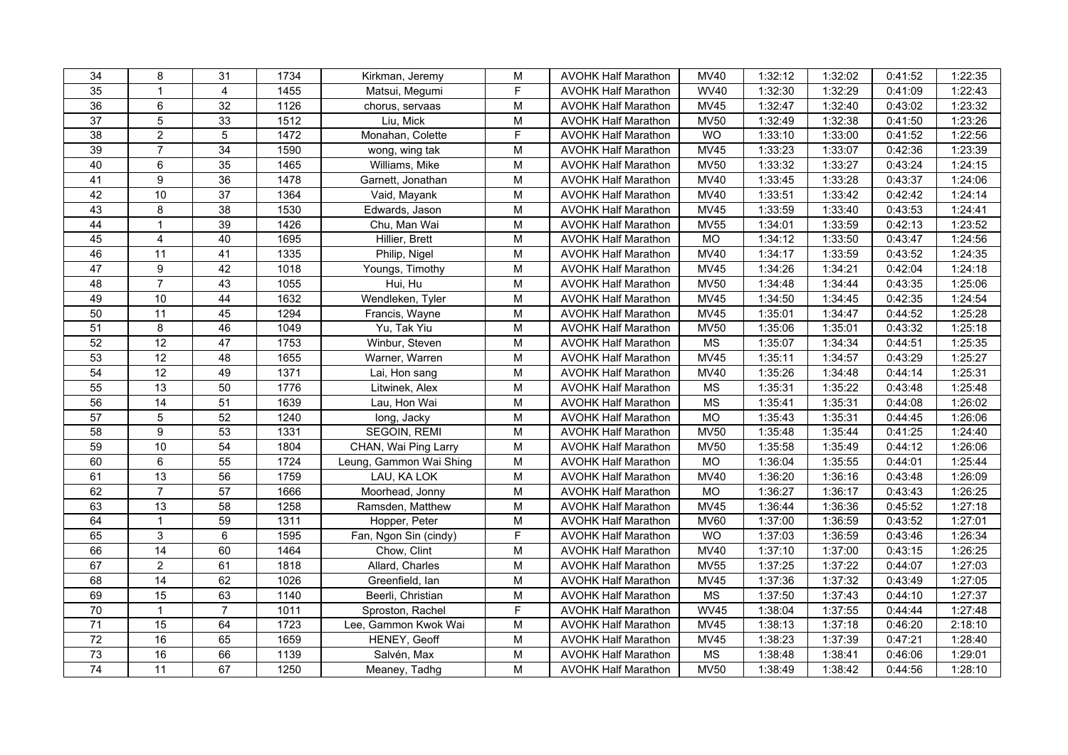| | | | | | | | | | | | |
|---|---|---|---|---|---|---|---|---|---|---|---|
| 34 | 8 | 31 | 1734 | Kirkman, Jeremy | M | AVOHK Half Marathon | MV40 | 1:32:12 | 1:32:02 | 0:41:52 | 1:22:35 |
| 35 | 1 | 4 | 1455 | Matsui, Megumi | F | AVOHK Half Marathon | WV40 | 1:32:30 | 1:32:29 | 0:41:09 | 1:22:43 |
| 36 | 6 | 32 | 1126 | chorus, servaas | M | AVOHK Half Marathon | MV45 | 1:32:47 | 1:32:40 | 0:43:02 | 1:23:32 |
| 37 | 5 | 33 | 1512 | Liu, Mick | M | AVOHK Half Marathon | MV50 | 1:32:49 | 1:32:38 | 0:41:50 | 1:23:26 |
| 38 | 2 | 5 | 1472 | Monahan, Colette | F | AVOHK Half Marathon | WO | 1:33:10 | 1:33:00 | 0:41:52 | 1:22:56 |
| 39 | 7 | 34 | 1590 | wong, wing tak | M | AVOHK Half Marathon | MV45 | 1:33:23 | 1:33:07 | 0:42:36 | 1:23:39 |
| 40 | 6 | 35 | 1465 | Williams, Mike | M | AVOHK Half Marathon | MV50 | 1:33:32 | 1:33:27 | 0:43:24 | 1:24:15 |
| 41 | 9 | 36 | 1478 | Garnett, Jonathan | M | AVOHK Half Marathon | MV40 | 1:33:45 | 1:33:28 | 0:43:37 | 1:24:06 |
| 42 | 10 | 37 | 1364 | Vaid, Mayank | M | AVOHK Half Marathon | MV40 | 1:33:51 | 1:33:42 | 0:42:42 | 1:24:14 |
| 43 | 8 | 38 | 1530 | Edwards, Jason | M | AVOHK Half Marathon | MV45 | 1:33:59 | 1:33:40 | 0:43:53 | 1:24:41 |
| 44 | 1 | 39 | 1426 | Chu, Man Wai | M | AVOHK Half Marathon | MV55 | 1:34:01 | 1:33:59 | 0:42:13 | 1:23:52 |
| 45 | 4 | 40 | 1695 | Hillier, Brett | M | AVOHK Half Marathon | MO | 1:34:12 | 1:33:50 | 0:43:47 | 1:24:56 |
| 46 | 11 | 41 | 1335 | Philip, Nigel | M | AVOHK Half Marathon | MV40 | 1:34:17 | 1:33:59 | 0:43:52 | 1:24:35 |
| 47 | 9 | 42 | 1018 | Youngs, Timothy | M | AVOHK Half Marathon | MV45 | 1:34:26 | 1:34:21 | 0:42:04 | 1:24:18 |
| 48 | 7 | 43 | 1055 | Hui, Hu | M | AVOHK Half Marathon | MV50 | 1:34:48 | 1:34:44 | 0:43:35 | 1:25:06 |
| 49 | 10 | 44 | 1632 | Wendleken, Tyler | M | AVOHK Half Marathon | MV45 | 1:34:50 | 1:34:45 | 0:42:35 | 1:24:54 |
| 50 | 11 | 45 | 1294 | Francis, Wayne | M | AVOHK Half Marathon | MV45 | 1:35:01 | 1:34:47 | 0:44:52 | 1:25:28 |
| 51 | 8 | 46 | 1049 | Yu, Tak Yiu | M | AVOHK Half Marathon | MV50 | 1:35:06 | 1:35:01 | 0:43:32 | 1:25:18 |
| 52 | 12 | 47 | 1753 | Winbur, Steven | M | AVOHK Half Marathon | MS | 1:35:07 | 1:34:34 | 0:44:51 | 1:25:35 |
| 53 | 12 | 48 | 1655 | Warner, Warren | M | AVOHK Half Marathon | MV45 | 1:35:11 | 1:34:57 | 0:43:29 | 1:25:27 |
| 54 | 12 | 49 | 1371 | Lai, Hon sang | M | AVOHK Half Marathon | MV40 | 1:35:26 | 1:34:48 | 0:44:14 | 1:25:31 |
| 55 | 13 | 50 | 1776 | Litwinek, Alex | M | AVOHK Half Marathon | MS | 1:35:31 | 1:35:22 | 0:43:48 | 1:25:48 |
| 56 | 14 | 51 | 1639 | Lau, Hon Wai | M | AVOHK Half Marathon | MS | 1:35:41 | 1:35:31 | 0:44:08 | 1:26:02 |
| 57 | 5 | 52 | 1240 | long, Jacky | M | AVOHK Half Marathon | MO | 1:35:43 | 1:35:31 | 0:44:45 | 1:26:06 |
| 58 | 9 | 53 | 1331 | SEGOIN, REMI | M | AVOHK Half Marathon | MV50 | 1:35:48 | 1:35:44 | 0:41:25 | 1:24:40 |
| 59 | 10 | 54 | 1804 | CHAN, Wai Ping Larry | M | AVOHK Half Marathon | MV50 | 1:35:58 | 1:35:49 | 0:44:12 | 1:26:06 |
| 60 | 6 | 55 | 1724 | Leung, Gammon Wai Shing | M | AVOHK Half Marathon | MO | 1:36:04 | 1:35:55 | 0:44:01 | 1:25:44 |
| 61 | 13 | 56 | 1759 | LAU, KA LOK | M | AVOHK Half Marathon | MV40 | 1:36:20 | 1:36:16 | 0:43:48 | 1:26:09 |
| 62 | 7 | 57 | 1666 | Moorhead, Jonny | M | AVOHK Half Marathon | MO | 1:36:27 | 1:36:17 | 0:43:43 | 1:26:25 |
| 63 | 13 | 58 | 1258 | Ramsden, Matthew | M | AVOHK Half Marathon | MV45 | 1:36:44 | 1:36:36 | 0:45:52 | 1:27:18 |
| 64 | 1 | 59 | 1311 | Hopper, Peter | M | AVOHK Half Marathon | MV60 | 1:37:00 | 1:36:59 | 0:43:52 | 1:27:01 |
| 65 | 3 | 6 | 1595 | Fan, Ngon Sin (cindy) | F | AVOHK Half Marathon | WO | 1:37:03 | 1:36:59 | 0:43:46 | 1:26:34 |
| 66 | 14 | 60 | 1464 | Chow, Clint | M | AVOHK Half Marathon | MV40 | 1:37:10 | 1:37:00 | 0:43:15 | 1:26:25 |
| 67 | 2 | 61 | 1818 | Allard, Charles | M | AVOHK Half Marathon | MV55 | 1:37:25 | 1:37:22 | 0:44:07 | 1:27:03 |
| 68 | 14 | 62 | 1026 | Greenfield, Ian | M | AVOHK Half Marathon | MV45 | 1:37:36 | 1:37:32 | 0:43:49 | 1:27:05 |
| 69 | 15 | 63 | 1140 | Beerli, Christian | M | AVOHK Half Marathon | MS | 1:37:50 | 1:37:43 | 0:44:10 | 1:27:37 |
| 70 | 1 | 7 | 1011 | Sproston, Rachel | F | AVOHK Half Marathon | WV45 | 1:38:04 | 1:37:55 | 0:44:44 | 1:27:48 |
| 71 | 15 | 64 | 1723 | Lee, Gammon Kwok Wai | M | AVOHK Half Marathon | MV45 | 1:38:13 | 1:37:18 | 0:46:20 | 2:18:10 |
| 72 | 16 | 65 | 1659 | HENEY, Geoff | M | AVOHK Half Marathon | MV45 | 1:38:23 | 1:37:39 | 0:47:21 | 1:28:40 |
| 73 | 16 | 66 | 1139 | Salvén, Max | M | AVOHK Half Marathon | MS | 1:38:48 | 1:38:41 | 0:46:06 | 1:29:01 |
| 74 | 11 | 67 | 1250 | Meaney, Tadhg | M | AVOHK Half Marathon | MV50 | 1:38:49 | 1:38:42 | 0:44:56 | 1:28:10 |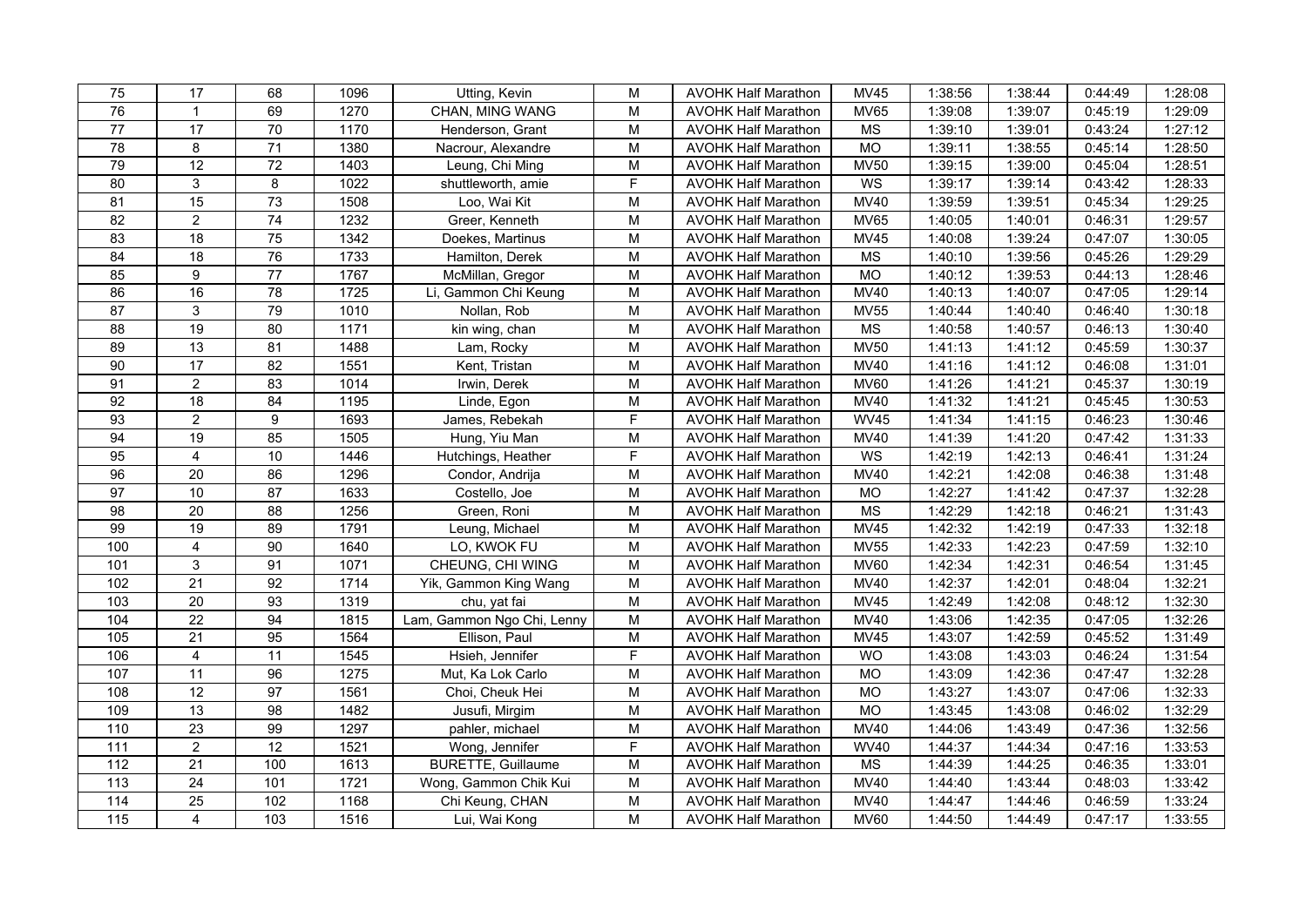| 75 | 17 | 68 | 1096 | Utting, Kevin | M | AVOHK Half Marathon | MV45 | 1:38:56 | 1:38:44 | 0:44:49 | 1:28:08 |
|---|---|---|---|---|---|---|---|---|---|---|---|
| 76 | 1 | 69 | 1270 | CHAN, MING WANG | M | AVOHK Half Marathon | MV65 | 1:39:08 | 1:39:07 | 0:45:19 | 1:29:09 |
| 77 | 17 | 70 | 1170 | Henderson, Grant | M | AVOHK Half Marathon | MS | 1:39:10 | 1:39:01 | 0:43:24 | 1:27:12 |
| 78 | 8 | 71 | 1380 | Nacrour, Alexandre | M | AVOHK Half Marathon | MO | 1:39:11 | 1:38:55 | 0:45:14 | 1:28:50 |
| 79 | 12 | 72 | 1403 | Leung, Chi Ming | M | AVOHK Half Marathon | MV50 | 1:39:15 | 1:39:00 | 0:45:04 | 1:28:51 |
| 80 | 3 | 8 | 1022 | shuttleworth, amie | F | AVOHK Half Marathon | WS | 1:39:17 | 1:39:14 | 0:43:42 | 1:28:33 |
| 81 | 15 | 73 | 1508 | Loo, Wai Kit | M | AVOHK Half Marathon | MV40 | 1:39:59 | 1:39:51 | 0:45:34 | 1:29:25 |
| 82 | 2 | 74 | 1232 | Greer, Kenneth | M | AVOHK Half Marathon | MV65 | 1:40:05 | 1:40:01 | 0:46:31 | 1:29:57 |
| 83 | 18 | 75 | 1342 | Doekes, Martinus | M | AVOHK Half Marathon | MV45 | 1:40:08 | 1:39:24 | 0:47:07 | 1:30:05 |
| 84 | 18 | 76 | 1733 | Hamilton, Derek | M | AVOHK Half Marathon | MS | 1:40:10 | 1:39:56 | 0:45:26 | 1:29:29 |
| 85 | 9 | 77 | 1767 | McMillan, Gregor | M | AVOHK Half Marathon | MO | 1:40:12 | 1:39:53 | 0:44:13 | 1:28:46 |
| 86 | 16 | 78 | 1725 | Li, Gammon Chi Keung | M | AVOHK Half Marathon | MV40 | 1:40:13 | 1:40:07 | 0:47:05 | 1:29:14 |
| 87 | 3 | 79 | 1010 | Nollan, Rob | M | AVOHK Half Marathon | MV55 | 1:40:44 | 1:40:40 | 0:46:40 | 1:30:18 |
| 88 | 19 | 80 | 1171 | kin wing, chan | M | AVOHK Half Marathon | MS | 1:40:58 | 1:40:57 | 0:46:13 | 1:30:40 |
| 89 | 13 | 81 | 1488 | Lam, Rocky | M | AVOHK Half Marathon | MV50 | 1:41:13 | 1:41:12 | 0:45:59 | 1:30:37 |
| 90 | 17 | 82 | 1551 | Kent, Tristan | M | AVOHK Half Marathon | MV40 | 1:41:16 | 1:41:12 | 0:46:08 | 1:31:01 |
| 91 | 2 | 83 | 1014 | Irwin, Derek | M | AVOHK Half Marathon | MV60 | 1:41:26 | 1:41:21 | 0:45:37 | 1:30:19 |
| 92 | 18 | 84 | 1195 | Linde, Egon | M | AVOHK Half Marathon | MV40 | 1:41:32 | 1:41:21 | 0:45:45 | 1:30:53 |
| 93 | 2 | 9 | 1693 | James, Rebekah | F | AVOHK Half Marathon | WV45 | 1:41:34 | 1:41:15 | 0:46:23 | 1:30:46 |
| 94 | 19 | 85 | 1505 | Hung, Yiu Man | M | AVOHK Half Marathon | MV40 | 1:41:39 | 1:41:20 | 0:47:42 | 1:31:33 |
| 95 | 4 | 10 | 1446 | Hutchings, Heather | F | AVOHK Half Marathon | WS | 1:42:19 | 1:42:13 | 0:46:41 | 1:31:24 |
| 96 | 20 | 86 | 1296 | Condor, Andrija | M | AVOHK Half Marathon | MV40 | 1:42:21 | 1:42:08 | 0:46:38 | 1:31:48 |
| 97 | 10 | 87 | 1633 | Costello, Joe | M | AVOHK Half Marathon | MO | 1:42:27 | 1:41:42 | 0:47:37 | 1:32:28 |
| 98 | 20 | 88 | 1256 | Green, Roni | M | AVOHK Half Marathon | MS | 1:42:29 | 1:42:18 | 0:46:21 | 1:31:43 |
| 99 | 19 | 89 | 1791 | Leung, Michael | M | AVOHK Half Marathon | MV45 | 1:42:32 | 1:42:19 | 0:47:33 | 1:32:18 |
| 100 | 4 | 90 | 1640 | LO, KWOK FU | M | AVOHK Half Marathon | MV55 | 1:42:33 | 1:42:23 | 0:47:59 | 1:32:10 |
| 101 | 3 | 91 | 1071 | CHEUNG, CHI WING | M | AVOHK Half Marathon | MV60 | 1:42:34 | 1:42:31 | 0:46:54 | 1:31:45 |
| 102 | 21 | 92 | 1714 | Yik, Gammon King Wang | M | AVOHK Half Marathon | MV40 | 1:42:37 | 1:42:01 | 0:48:04 | 1:32:21 |
| 103 | 20 | 93 | 1319 | chu, yat fai | M | AVOHK Half Marathon | MV45 | 1:42:49 | 1:42:08 | 0:48:12 | 1:32:30 |
| 104 | 22 | 94 | 1815 | Lam, Gammon Ngo Chi, Lenny | M | AVOHK Half Marathon | MV40 | 1:43:06 | 1:42:35 | 0:47:05 | 1:32:26 |
| 105 | 21 | 95 | 1564 | Ellison, Paul | M | AVOHK Half Marathon | MV45 | 1:43:07 | 1:42:59 | 0:45:52 | 1:31:49 |
| 106 | 4 | 11 | 1545 | Hsieh, Jennifer | F | AVOHK Half Marathon | WO | 1:43:08 | 1:43:03 | 0:46:24 | 1:31:54 |
| 107 | 11 | 96 | 1275 | Mut, Ka Lok Carlo | M | AVOHK Half Marathon | MO | 1:43:09 | 1:42:36 | 0:47:47 | 1:32:28 |
| 108 | 12 | 97 | 1561 | Choi, Cheuk Hei | M | AVOHK Half Marathon | MO | 1:43:27 | 1:43:07 | 0:47:06 | 1:32:33 |
| 109 | 13 | 98 | 1482 | Jusufi, Mirgim | M | AVOHK Half Marathon | MO | 1:43:45 | 1:43:08 | 0:46:02 | 1:32:29 |
| 110 | 23 | 99 | 1297 | pahler, michael | M | AVOHK Half Marathon | MV40 | 1:44:06 | 1:43:49 | 0:47:36 | 1:32:56 |
| 111 | 2 | 12 | 1521 | Wong, Jennifer | F | AVOHK Half Marathon | WV40 | 1:44:37 | 1:44:34 | 0:47:16 | 1:33:53 |
| 112 | 21 | 100 | 1613 | BURETTE, Guillaume | M | AVOHK Half Marathon | MS | 1:44:39 | 1:44:25 | 0:46:35 | 1:33:01 |
| 113 | 24 | 101 | 1721 | Wong, Gammon Chik Kui | M | AVOHK Half Marathon | MV40 | 1:44:40 | 1:43:44 | 0:48:03 | 1:33:42 |
| 114 | 25 | 102 | 1168 | Chi Keung, CHAN | M | AVOHK Half Marathon | MV40 | 1:44:47 | 1:44:46 | 0:46:59 | 1:33:24 |
| 115 | 4 | 103 | 1516 | Lui, Wai Kong | M | AVOHK Half Marathon | MV60 | 1:44:50 | 1:44:49 | 0:47:17 | 1:33:55 |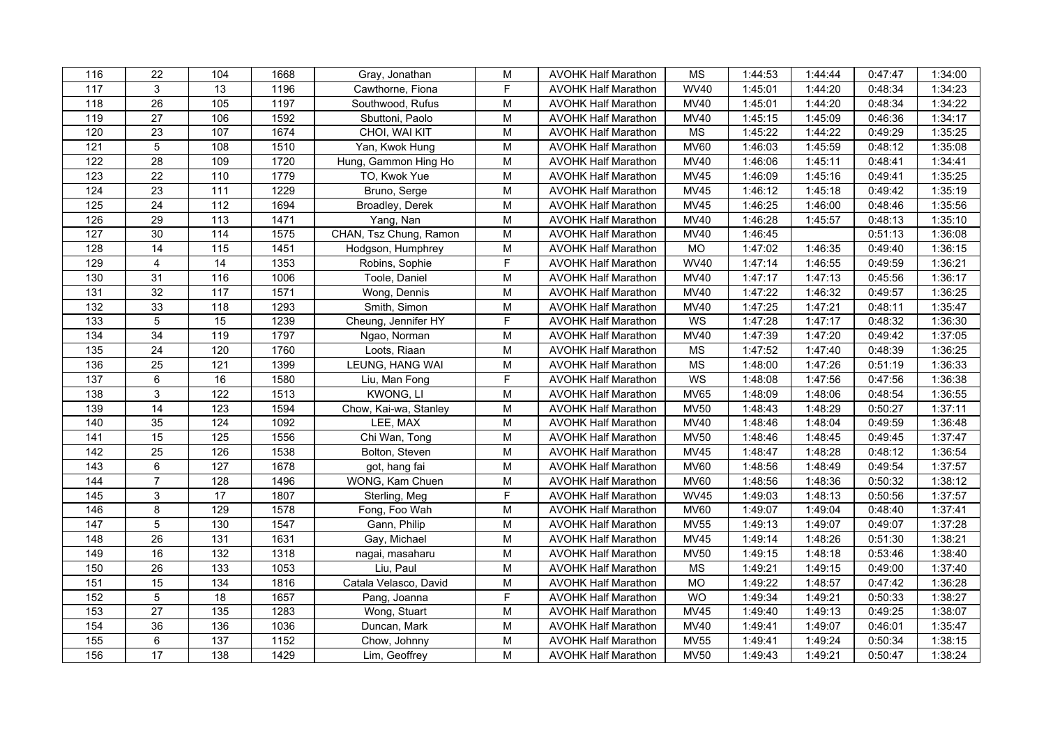| | | | | | | | | | | | |
|---|---|---|---|---|---|---|---|---|---|---|---|
| 116 | 22 | 104 | 1668 | Gray, Jonathan | M | AVOHK Half Marathon | MS | 1:44:53 | 1:44:44 | 0:47:47 | 1:34:00 |
| 117 | 3 | 13 | 1196 | Cawthorne, Fiona | F | AVOHK Half Marathon | WV40 | 1:45:01 | 1:44:20 | 0:48:34 | 1:34:23 |
| 118 | 26 | 105 | 1197 | Southwood, Rufus | M | AVOHK Half Marathon | MV40 | 1:45:01 | 1:44:20 | 0:48:34 | 1:34:22 |
| 119 | 27 | 106 | 1592 | Sbuttoni, Paolo | M | AVOHK Half Marathon | MV40 | 1:45:15 | 1:45:09 | 0:46:36 | 1:34:17 |
| 120 | 23 | 107 | 1674 | CHOI, WAI KIT | M | AVOHK Half Marathon | MS | 1:45:22 | 1:44:22 | 0:49:29 | 1:35:25 |
| 121 | 5 | 108 | 1510 | Yan, Kwok Hung | M | AVOHK Half Marathon | MV60 | 1:46:03 | 1:45:59 | 0:48:12 | 1:35:08 |
| 122 | 28 | 109 | 1720 | Hung, Gammon Hing Ho | M | AVOHK Half Marathon | MV40 | 1:46:06 | 1:45:11 | 0:48:41 | 1:34:41 |
| 123 | 22 | 110 | 1779 | TO, Kwok Yue | M | AVOHK Half Marathon | MV45 | 1:46:09 | 1:45:16 | 0:49:41 | 1:35:25 |
| 124 | 23 | 111 | 1229 | Bruno, Serge | M | AVOHK Half Marathon | MV45 | 1:46:12 | 1:45:18 | 0:49:42 | 1:35:19 |
| 125 | 24 | 112 | 1694 | Broadley, Derek | M | AVOHK Half Marathon | MV45 | 1:46:25 | 1:46:00 | 0:48:46 | 1:35:56 |
| 126 | 29 | 113 | 1471 | Yang, Nan | M | AVOHK Half Marathon | MV40 | 1:46:28 | 1:45:57 | 0:48:13 | 1:35:10 |
| 127 | 30 | 114 | 1575 | CHAN, Tsz Chung, Ramon | M | AVOHK Half Marathon | MV40 | 1:46:45 | | 0:51:13 | 1:36:08 |
| 128 | 14 | 115 | 1451 | Hodgson, Humphrey | M | AVOHK Half Marathon | MO | 1:47:02 | 1:46:35 | 0:49:40 | 1:36:15 |
| 129 | 4 | 14 | 1353 | Robins, Sophie | F | AVOHK Half Marathon | WV40 | 1:47:14 | 1:46:55 | 0:49:59 | 1:36:21 |
| 130 | 31 | 116 | 1006 | Toole, Daniel | M | AVOHK Half Marathon | MV40 | 1:47:17 | 1:47:13 | 0:45:56 | 1:36:17 |
| 131 | 32 | 117 | 1571 | Wong, Dennis | M | AVOHK Half Marathon | MV40 | 1:47:22 | 1:46:32 | 0:49:57 | 1:36:25 |
| 132 | 33 | 118 | 1293 | Smith, Simon | M | AVOHK Half Marathon | MV40 | 1:47:25 | 1:47:21 | 0:48:11 | 1:35:47 |
| 133 | 5 | 15 | 1239 | Cheung, Jennifer HY | F | AVOHK Half Marathon | WS | 1:47:28 | 1:47:17 | 0:48:32 | 1:36:30 |
| 134 | 34 | 119 | 1797 | Ngao, Norman | M | AVOHK Half Marathon | MV40 | 1:47:39 | 1:47:20 | 0:49:42 | 1:37:05 |
| 135 | 24 | 120 | 1760 | Loots, Riaan | M | AVOHK Half Marathon | MS | 1:47:52 | 1:47:40 | 0:48:39 | 1:36:25 |
| 136 | 25 | 121 | 1399 | LEUNG, HANG WAI | M | AVOHK Half Marathon | MS | 1:48:00 | 1:47:26 | 0:51:19 | 1:36:33 |
| 137 | 6 | 16 | 1580 | Liu, Man Fong | F | AVOHK Half Marathon | WS | 1:48:08 | 1:47:56 | 0:47:56 | 1:36:38 |
| 138 | 3 | 122 | 1513 | KWONG, LI | M | AVOHK Half Marathon | MV65 | 1:48:09 | 1:48:06 | 0:48:54 | 1:36:55 |
| 139 | 14 | 123 | 1594 | Chow, Kai-wa, Stanley | M | AVOHK Half Marathon | MV50 | 1:48:43 | 1:48:29 | 0:50:27 | 1:37:11 |
| 140 | 35 | 124 | 1092 | LEE, MAX | M | AVOHK Half Marathon | MV40 | 1:48:46 | 1:48:04 | 0:49:59 | 1:36:48 |
| 141 | 15 | 125 | 1556 | Chi Wan, Tong | M | AVOHK Half Marathon | MV50 | 1:48:46 | 1:48:45 | 0:49:45 | 1:37:47 |
| 142 | 25 | 126 | 1538 | Bolton, Steven | M | AVOHK Half Marathon | MV45 | 1:48:47 | 1:48:28 | 0:48:12 | 1:36:54 |
| 143 | 6 | 127 | 1678 | got, hang fai | M | AVOHK Half Marathon | MV60 | 1:48:56 | 1:48:49 | 0:49:54 | 1:37:57 |
| 144 | 7 | 128 | 1496 | WONG, Kam Chuen | M | AVOHK Half Marathon | MV60 | 1:48:56 | 1:48:36 | 0:50:32 | 1:38:12 |
| 145 | 3 | 17 | 1807 | Sterling, Meg | F | AVOHK Half Marathon | WV45 | 1:49:03 | 1:48:13 | 0:50:56 | 1:37:57 |
| 146 | 8 | 129 | 1578 | Fong, Foo Wah | M | AVOHK Half Marathon | MV60 | 1:49:07 | 1:49:04 | 0:48:40 | 1:37:41 |
| 147 | 5 | 130 | 1547 | Gann, Philip | M | AVOHK Half Marathon | MV55 | 1:49:13 | 1:49:07 | 0:49:07 | 1:37:28 |
| 148 | 26 | 131 | 1631 | Gay, Michael | M | AVOHK Half Marathon | MV45 | 1:49:14 | 1:48:26 | 0:51:30 | 1:38:21 |
| 149 | 16 | 132 | 1318 | nagai, masaharu | M | AVOHK Half Marathon | MV50 | 1:49:15 | 1:48:18 | 0:53:46 | 1:38:40 |
| 150 | 26 | 133 | 1053 | Liu, Paul | M | AVOHK Half Marathon | MS | 1:49:21 | 1:49:15 | 0:49:00 | 1:37:40 |
| 151 | 15 | 134 | 1816 | Catala Velasco, David | M | AVOHK Half Marathon | MO | 1:49:22 | 1:48:57 | 0:47:42 | 1:36:28 |
| 152 | 5 | 18 | 1657 | Pang, Joanna | F | AVOHK Half Marathon | WO | 1:49:34 | 1:49:21 | 0:50:33 | 1:38:27 |
| 153 | 27 | 135 | 1283 | Wong, Stuart | M | AVOHK Half Marathon | MV45 | 1:49:40 | 1:49:13 | 0:49:25 | 1:38:07 |
| 154 | 36 | 136 | 1036 | Duncan, Mark | M | AVOHK Half Marathon | MV40 | 1:49:41 | 1:49:07 | 0:46:01 | 1:35:47 |
| 155 | 6 | 137 | 1152 | Chow, Johnny | M | AVOHK Half Marathon | MV55 | 1:49:41 | 1:49:24 | 0:50:34 | 1:38:15 |
| 156 | 17 | 138 | 1429 | Lim, Geoffrey | M | AVOHK Half Marathon | MV50 | 1:49:43 | 1:49:21 | 0:50:47 | 1:38:24 |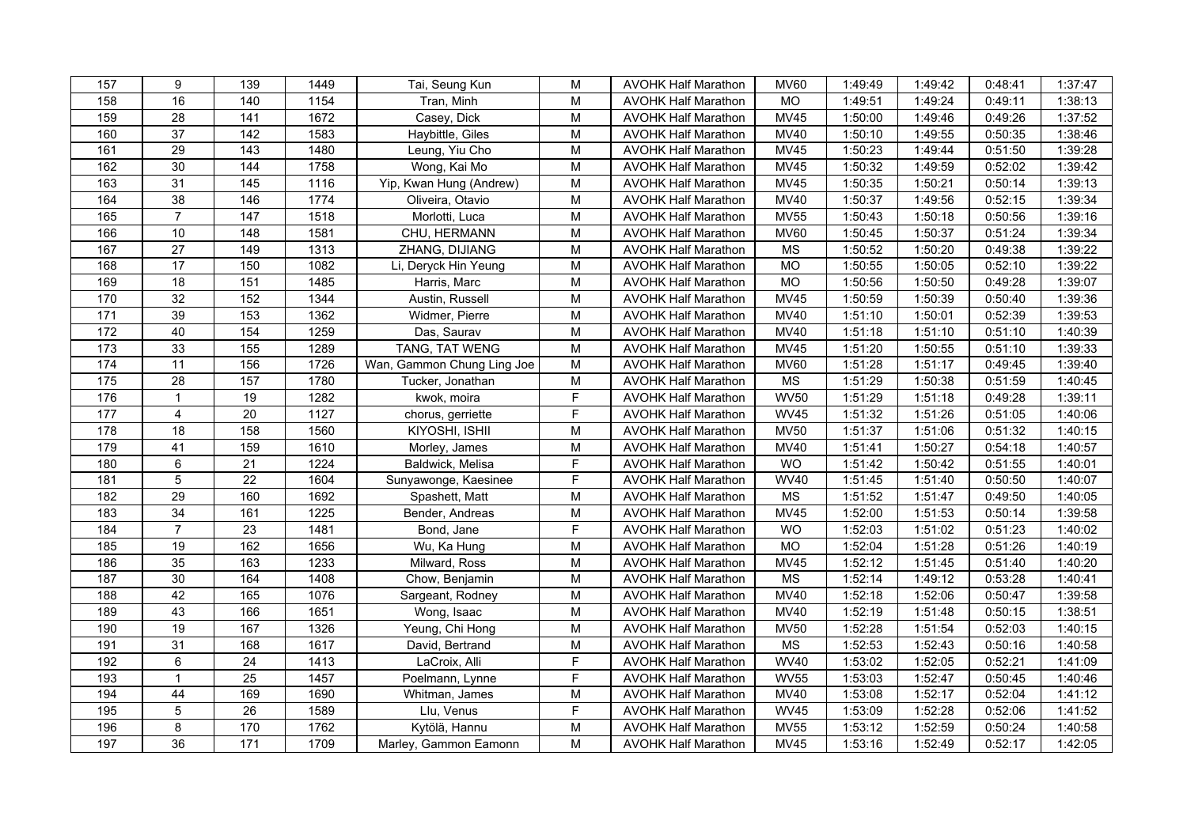| 157 | 9 | 139 | 1449 | Tai, Seung Kun | M | AVOHK Half Marathon | MV60 | 1:49:49 | 1:49:42 | 0:48:41 | 1:37:47 |
|---|---|---|---|---|---|---|---|---|---|---|---|
| 158 | 16 | 140 | 1154 | Tran, Minh | M | AVOHK Half Marathon | MO | 1:49:51 | 1:49:24 | 0:49:11 | 1:38:13 |
| 159 | 28 | 141 | 1672 | Casey, Dick | M | AVOHK Half Marathon | MV45 | 1:50:00 | 1:49:46 | 0:49:26 | 1:37:52 |
| 160 | 37 | 142 | 1583 | Haybittle, Giles | M | AVOHK Half Marathon | MV40 | 1:50:10 | 1:49:55 | 0:50:35 | 1:38:46 |
| 161 | 29 | 143 | 1480 | Leung, Yiu Cho | M | AVOHK Half Marathon | MV45 | 1:50:23 | 1:49:44 | 0:51:50 | 1:39:28 |
| 162 | 30 | 144 | 1758 | Wong, Kai Mo | M | AVOHK Half Marathon | MV45 | 1:50:32 | 1:49:59 | 0:52:02 | 1:39:42 |
| 163 | 31 | 145 | 1116 | Yip, Kwan Hung (Andrew) | M | AVOHK Half Marathon | MV45 | 1:50:35 | 1:50:21 | 0:50:14 | 1:39:13 |
| 164 | 38 | 146 | 1774 | Oliveira, Otavio | M | AVOHK Half Marathon | MV40 | 1:50:37 | 1:49:56 | 0:52:15 | 1:39:34 |
| 165 | 7 | 147 | 1518 | Morlotti, Luca | M | AVOHK Half Marathon | MV55 | 1:50:43 | 1:50:18 | 0:50:56 | 1:39:16 |
| 166 | 10 | 148 | 1581 | CHU, HERMANN | M | AVOHK Half Marathon | MV60 | 1:50:45 | 1:50:37 | 0:51:24 | 1:39:34 |
| 167 | 27 | 149 | 1313 | ZHANG, DIJIANG | M | AVOHK Half Marathon | MS | 1:50:52 | 1:50:20 | 0:49:38 | 1:39:22 |
| 168 | 17 | 150 | 1082 | Li, Deryck Hin Yeung | M | AVOHK Half Marathon | MO | 1:50:55 | 1:50:05 | 0:52:10 | 1:39:22 |
| 169 | 18 | 151 | 1485 | Harris, Marc | M | AVOHK Half Marathon | MO | 1:50:56 | 1:50:50 | 0:49:28 | 1:39:07 |
| 170 | 32 | 152 | 1344 | Austin, Russell | M | AVOHK Half Marathon | MV45 | 1:50:59 | 1:50:39 | 0:50:40 | 1:39:36 |
| 171 | 39 | 153 | 1362 | Widmer, Pierre | M | AVOHK Half Marathon | MV40 | 1:51:10 | 1:50:01 | 0:52:39 | 1:39:53 |
| 172 | 40 | 154 | 1259 | Das, Saurav | M | AVOHK Half Marathon | MV40 | 1:51:18 | 1:51:10 | 0:51:10 | 1:40:39 |
| 173 | 33 | 155 | 1289 | TANG, TAT WENG | M | AVOHK Half Marathon | MV45 | 1:51:20 | 1:50:55 | 0:51:10 | 1:39:33 |
| 174 | 11 | 156 | 1726 | Wan, Gammon Chung Ling Joe | M | AVOHK Half Marathon | MV60 | 1:51:28 | 1:51:17 | 0:49:45 | 1:39:40 |
| 175 | 28 | 157 | 1780 | Tucker, Jonathan | M | AVOHK Half Marathon | MS | 1:51:29 | 1:50:38 | 0:51:59 | 1:40:45 |
| 176 | 1 | 19 | 1282 | kwok, moira | F | AVOHK Half Marathon | WV50 | 1:51:29 | 1:51:18 | 0:49:28 | 1:39:11 |
| 177 | 4 | 20 | 1127 | chorus, gerriette | F | AVOHK Half Marathon | WV45 | 1:51:32 | 1:51:26 | 0:51:05 | 1:40:06 |
| 178 | 18 | 158 | 1560 | KIYOSHI, ISHII | M | AVOHK Half Marathon | MV50 | 1:51:37 | 1:51:06 | 0:51:32 | 1:40:15 |
| 179 | 41 | 159 | 1610 | Morley, James | M | AVOHK Half Marathon | MV40 | 1:51:41 | 1:50:27 | 0:54:18 | 1:40:57 |
| 180 | 6 | 21 | 1224 | Baldwick, Melisa | F | AVOHK Half Marathon | WO | 1:51:42 | 1:50:42 | 0:51:55 | 1:40:01 |
| 181 | 5 | 22 | 1604 | Sunyawonge, Kaesinee | F | AVOHK Half Marathon | WV40 | 1:51:45 | 1:51:40 | 0:50:50 | 1:40:07 |
| 182 | 29 | 160 | 1692 | Spashett, Matt | M | AVOHK Half Marathon | MS | 1:51:52 | 1:51:47 | 0:49:50 | 1:40:05 |
| 183 | 34 | 161 | 1225 | Bender, Andreas | M | AVOHK Half Marathon | MV45 | 1:52:00 | 1:51:53 | 0:50:14 | 1:39:58 |
| 184 | 7 | 23 | 1481 | Bond, Jane | F | AVOHK Half Marathon | WO | 1:52:03 | 1:51:02 | 0:51:23 | 1:40:02 |
| 185 | 19 | 162 | 1656 | Wu, Ka Hung | M | AVOHK Half Marathon | MO | 1:52:04 | 1:51:28 | 0:51:26 | 1:40:19 |
| 186 | 35 | 163 | 1233 | Milward, Ross | M | AVOHK Half Marathon | MV45 | 1:52:12 | 1:51:45 | 0:51:40 | 1:40:20 |
| 187 | 30 | 164 | 1408 | Chow, Benjamin | M | AVOHK Half Marathon | MS | 1:52:14 | 1:49:12 | 0:53:28 | 1:40:41 |
| 188 | 42 | 165 | 1076 | Sargeant, Rodney | M | AVOHK Half Marathon | MV40 | 1:52:18 | 1:52:06 | 0:50:47 | 1:39:58 |
| 189 | 43 | 166 | 1651 | Wong, Isaac | M | AVOHK Half Marathon | MV40 | 1:52:19 | 1:51:48 | 0:50:15 | 1:38:51 |
| 190 | 19 | 167 | 1326 | Yeung, Chi Hong | M | AVOHK Half Marathon | MV50 | 1:52:28 | 1:51:54 | 0:52:03 | 1:40:15 |
| 191 | 31 | 168 | 1617 | David, Bertrand | M | AVOHK Half Marathon | MS | 1:52:53 | 1:52:43 | 0:50:16 | 1:40:58 |
| 192 | 6 | 24 | 1413 | LaCroix, Alli | F | AVOHK Half Marathon | WV40 | 1:53:02 | 1:52:05 | 0:52:21 | 1:41:09 |
| 193 | 1 | 25 | 1457 | Poelmann, Lynne | F | AVOHK Half Marathon | WV55 | 1:53:03 | 1:52:47 | 0:50:45 | 1:40:46 |
| 194 | 44 | 169 | 1690 | Whitman, James | M | AVOHK Half Marathon | MV40 | 1:53:08 | 1:52:17 | 0:52:04 | 1:41:12 |
| 195 | 5 | 26 | 1589 | Llu, Venus | F | AVOHK Half Marathon | WV45 | 1:53:09 | 1:52:28 | 0:52:06 | 1:41:52 |
| 196 | 8 | 170 | 1762 | Kytölä, Hannu | M | AVOHK Half Marathon | MV55 | 1:53:12 | 1:52:59 | 0:50:24 | 1:40:58 |
| 197 | 36 | 171 | 1709 | Marley, Gammon Eamonn | M | AVOHK Half Marathon | MV45 | 1:53:16 | 1:52:49 | 0:52:17 | 1:42:05 |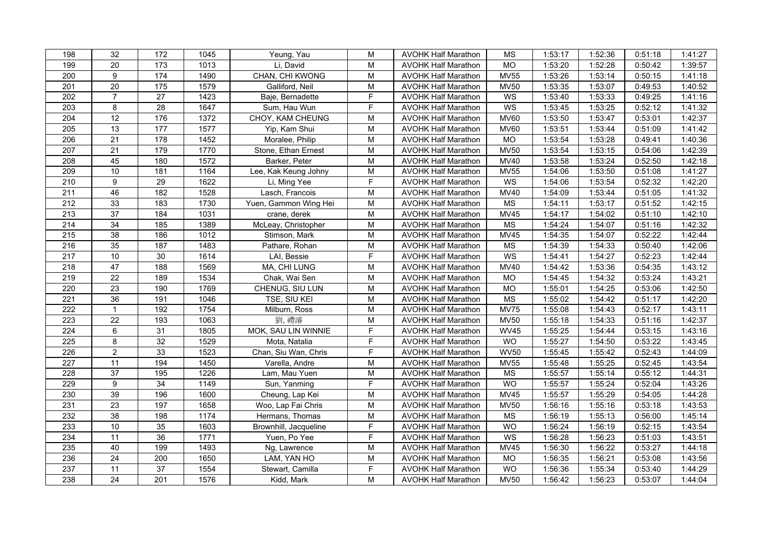| | | | | | | | | | | | | |
|---|---|---|---|---|---|---|---|---|---|---|---|---|
| 198 | 32 | 172 | 1045 | Yeung, Yau | M | AVOHK Half Marathon | MS | 1:53:17 | 1:52:36 | 0:51:18 | 1:41:27 |
| 199 | 20 | 173 | 1013 | Li, David | M | AVOHK Half Marathon | MO | 1:53:20 | 1:52:28 | 0:50:42 | 1:39:57 |
| 200 | 9 | 174 | 1490 | CHAN, CHI KWONG | M | AVOHK Half Marathon | MV55 | 1:53:26 | 1:53:14 | 0:50:15 | 1:41:18 |
| 201 | 20 | 175 | 1579 | Galliford, Neil | M | AVOHK Half Marathon | MV50 | 1:53:35 | 1:53:07 | 0:49:53 | 1:40:52 |
| 202 | 7 | 27 | 1423 | Baje, Bernadette | F | AVOHK Half Marathon | WS | 1:53:40 | 1:53:33 | 0:49:25 | 1:41:16 |
| 203 | 8 | 28 | 1647 | Sum, Hau Wun | F | AVOHK Half Marathon | WS | 1:53:45 | 1:53:25 | 0:52:12 | 1:41:32 |
| 204 | 12 | 176 | 1372 | CHOY, KAM CHEUNG | M | AVOHK Half Marathon | MV60 | 1:53:50 | 1:53:47 | 0:53:01 | 1:42:37 |
| 205 | 13 | 177 | 1577 | Yip, Kam Shui | M | AVOHK Half Marathon | MV60 | 1:53:51 | 1:53:44 | 0:51:09 | 1:41:42 |
| 206 | 21 | 178 | 1452 | Moralee, Philip | M | AVOHK Half Marathon | MO | 1:53:54 | 1:53:28 | 0:49:41 | 1:40:36 |
| 207 | 21 | 179 | 1770 | Stone, Ethan Ernest | M | AVOHK Half Marathon | MV50 | 1:53:54 | 1:53:15 | 0:54:06 | 1:42:39 |
| 208 | 45 | 180 | 1572 | Barker, Peter | M | AVOHK Half Marathon | MV40 | 1:53:58 | 1:53:24 | 0:52:50 | 1:42:18 |
| 209 | 10 | 181 | 1164 | Lee, Kak Keung Johny | M | AVOHK Half Marathon | MV55 | 1:54:06 | 1:53:50 | 0:51:08 | 1:41:27 |
| 210 | 9 | 29 | 1622 | Li, Ming Yee | F | AVOHK Half Marathon | WS | 1:54:06 | 1:53:54 | 0:52:32 | 1:42:20 |
| 211 | 46 | 182 | 1528 | Lasch, Francois | M | AVOHK Half Marathon | MV40 | 1:54:09 | 1:53:44 | 0:51:05 | 1:41:32 |
| 212 | 33 | 183 | 1730 | Yuen, Gammon Wing Hei | M | AVOHK Half Marathon | MS | 1:54:11 | 1:53:17 | 0:51:52 | 1:42:15 |
| 213 | 37 | 184 | 1031 | crane, derek | M | AVOHK Half Marathon | MV45 | 1:54:17 | 1:54:02 | 0:51:10 | 1:42:10 |
| 214 | 34 | 185 | 1389 | McLeay, Christopher | M | AVOHK Half Marathon | MS | 1:54:24 | 1:54:07 | 0:51:16 | 1:42:32 |
| 215 | 38 | 186 | 1012 | Stimson, Mark | M | AVOHK Half Marathon | MV45 | 1:54:35 | 1:54:07 | 0:52:22 | 1:42:44 |
| 216 | 35 | 187 | 1483 | Pathare, Rohan | M | AVOHK Half Marathon | MS | 1:54:39 | 1:54:33 | 0:50:40 | 1:42:06 |
| 217 | 10 | 30 | 1614 | LAI, Bessie | F | AVOHK Half Marathon | WS | 1:54:41 | 1:54:27 | 0:52:23 | 1:42:44 |
| 218 | 47 | 188 | 1569 | MA, CHI LUNG | M | AVOHK Half Marathon | MV40 | 1:54:42 | 1:53:36 | 0:54:35 | 1:43:12 |
| 219 | 22 | 189 | 1534 | Chak, Wai Sen | M | AVOHK Half Marathon | MO | 1:54:45 | 1:54:32 | 0:53:24 | 1:43:21 |
| 220 | 23 | 190 | 1769 | CHENUG, SIU LUN | M | AVOHK Half Marathon | MO | 1:55:01 | 1:54:25 | 0:53:06 | 1:42:50 |
| 221 | 36 | 191 | 1046 | TSE, SIU KEI | M | AVOHK Half Marathon | MS | 1:55:02 | 1:54:42 | 0:51:17 | 1:42:20 |
| 222 | 1 | 192 | 1754 | Milburn, Ross | M | AVOHK Half Marathon | MV75 | 1:55:08 | 1:54:43 | 0:52:17 | 1:43:11 |
| 223 | 22 | 193 | 1063 | 劉, 禮濬 | M | AVOHK Half Marathon | MV50 | 1:55:18 | 1:54:33 | 0:51:16 | 1:42:37 |
| 224 | 6 | 31 | 1805 | MOK, SAU LIN WINNIE | F | AVOHK Half Marathon | WV45 | 1:55:25 | 1:54:44 | 0:53:15 | 1:43:16 |
| 225 | 8 | 32 | 1529 | Mota, Natalia | F | AVOHK Half Marathon | WO | 1:55:27 | 1:54:50 | 0:53:22 | 1:43:45 |
| 226 | 2 | 33 | 1523 | Chan, Siu Wan, Chris | F | AVOHK Half Marathon | WV50 | 1:55:45 | 1:55:42 | 0:52:43 | 1:44:09 |
| 227 | 11 | 194 | 1450 | Varella, Andre | M | AVOHK Half Marathon | MV55 | 1:55:48 | 1:55:25 | 0:52:45 | 1:43:54 |
| 228 | 37 | 195 | 1226 | Lam, Mau Yuen | M | AVOHK Half Marathon | MS | 1:55:57 | 1:55:14 | 0:55:12 | 1:44:31 |
| 229 | 9 | 34 | 1149 | Sun, Yanming | F | AVOHK Half Marathon | WO | 1:55:57 | 1:55:24 | 0:52:04 | 1:43:26 |
| 230 | 39 | 196 | 1600 | Cheung, Lap Kei | M | AVOHK Half Marathon | MV45 | 1:55:57 | 1:55:29 | 0:54:05 | 1:44:28 |
| 231 | 23 | 197 | 1658 | Woo, Lap Fai Chris | M | AVOHK Half Marathon | MV50 | 1:56:16 | 1:55:16 | 0:53:18 | 1:43:53 |
| 232 | 38 | 198 | 1174 | Hermans, Thomas | M | AVOHK Half Marathon | MS | 1:56:19 | 1:55:13 | 0:56:00 | 1:45:14 |
| 233 | 10 | 35 | 1603 | Brownhill, Jacqueline | F | AVOHK Half Marathon | WO | 1:56:24 | 1:56:19 | 0:52:15 | 1:43:54 |
| 234 | 11 | 36 | 1771 | Yuen, Po Yee | F | AVOHK Half Marathon | WS | 1:56:28 | 1:56:23 | 0:51:03 | 1:43:51 |
| 235 | 40 | 199 | 1493 | Ng, Lawrence | M | AVOHK Half Marathon | MV45 | 1:56:30 | 1:56:22 | 0:53:27 | 1:44:18 |
| 236 | 24 | 200 | 1650 | LAM, YAN HO | M | AVOHK Half Marathon | MO | 1:56:35 | 1:56:21 | 0:53:08 | 1:43:56 |
| 237 | 11 | 37 | 1554 | Stewart, Camilla | F | AVOHK Half Marathon | WO | 1:56:36 | 1:55:34 | 0:53:40 | 1:44:29 |
| 238 | 24 | 201 | 1576 | Kidd, Mark | M | AVOHK Half Marathon | MV50 | 1:56:42 | 1:56:23 | 0:53:07 | 1:44:04 |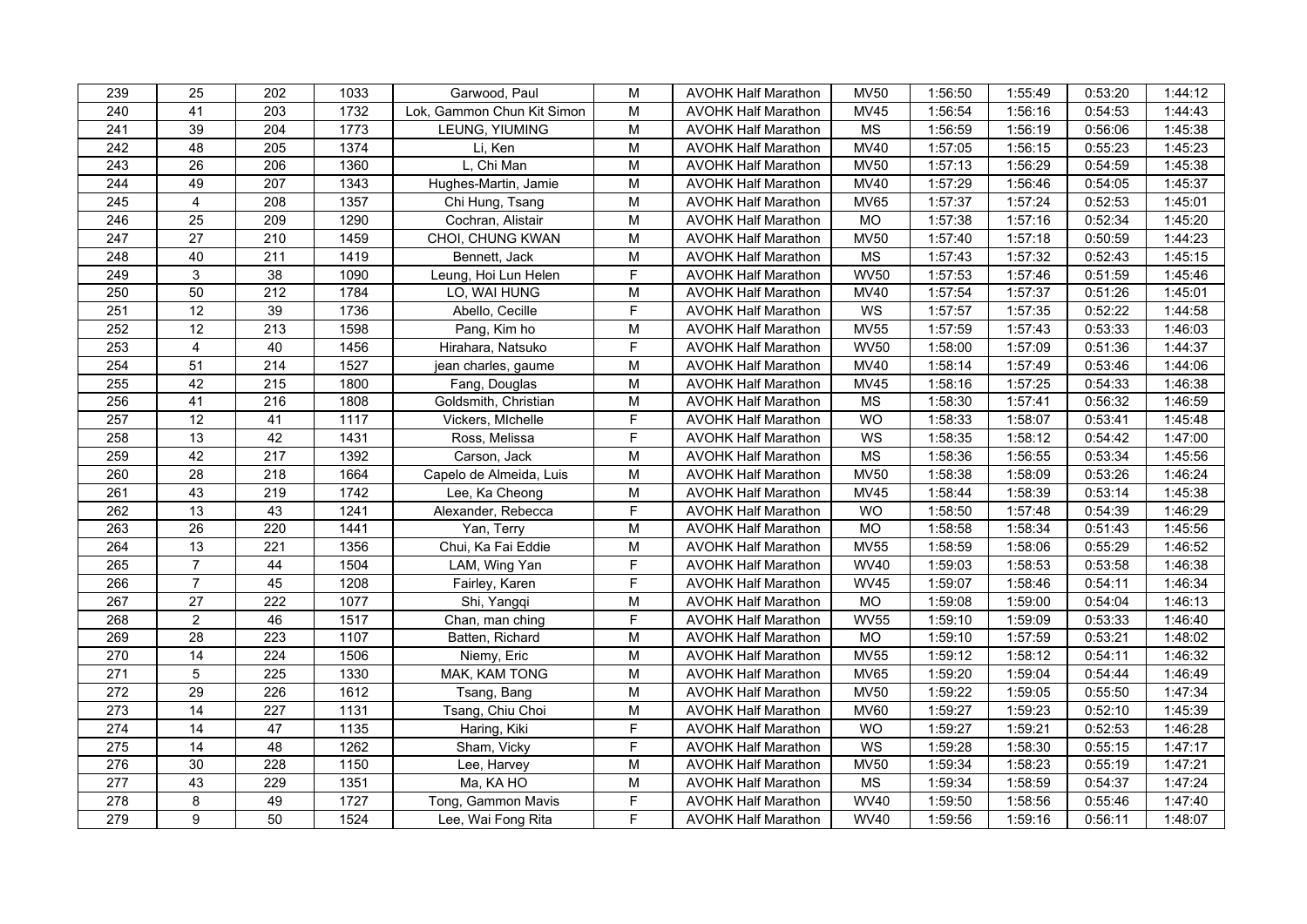| 239 | 25 | 202 | 1033 | Garwood, Paul | M | AVOHK Half Marathon | MV50 | 1:56:50 | 1:55:49 | 0:53:20 | 1:44:12 |
|---|---|---|---|---|---|---|---|---|---|---|---|
| 240 | 41 | 203 | 1732 | Lok, Gammon Chun Kit Simon | M | AVOHK Half Marathon | MV45 | 1:56:54 | 1:56:16 | 0:54:53 | 1:44:43 |
| 241 | 39 | 204 | 1773 | LEUNG, YIUMING | M | AVOHK Half Marathon | MS | 1:56:59 | 1:56:19 | 0:56:06 | 1:45:38 |
| 242 | 48 | 205 | 1374 | Li, Ken | M | AVOHK Half Marathon | MV40 | 1:57:05 | 1:56:15 | 0:55:23 | 1:45:23 |
| 243 | 26 | 206 | 1360 | L, Chi Man | M | AVOHK Half Marathon | MV50 | 1:57:13 | 1:56:29 | 0:54:59 | 1:45:38 |
| 244 | 49 | 207 | 1343 | Hughes-Martin, Jamie | M | AVOHK Half Marathon | MV40 | 1:57:29 | 1:56:46 | 0:54:05 | 1:45:37 |
| 245 | 4 | 208 | 1357 | Chi Hung, Tsang | M | AVOHK Half Marathon | MV65 | 1:57:37 | 1:57:24 | 0:52:53 | 1:45:01 |
| 246 | 25 | 209 | 1290 | Cochran, Alistair | M | AVOHK Half Marathon | MO | 1:57:38 | 1:57:16 | 0:52:34 | 1:45:20 |
| 247 | 27 | 210 | 1459 | CHOI, CHUNG KWAN | M | AVOHK Half Marathon | MV50 | 1:57:40 | 1:57:18 | 0:50:59 | 1:44:23 |
| 248 | 40 | 211 | 1419 | Bennett, Jack | M | AVOHK Half Marathon | MS | 1:57:43 | 1:57:32 | 0:52:43 | 1:45:15 |
| 249 | 3 | 38 | 1090 | Leung, Hoi Lun Helen | F | AVOHK Half Marathon | WV50 | 1:57:53 | 1:57:46 | 0:51:59 | 1:45:46 |
| 250 | 50 | 212 | 1784 | LO, WAI HUNG | M | AVOHK Half Marathon | MV40 | 1:57:54 | 1:57:37 | 0:51:26 | 1:45:01 |
| 251 | 12 | 39 | 1736 | Abello, Cecille | F | AVOHK Half Marathon | WS | 1:57:57 | 1:57:35 | 0:52:22 | 1:44:58 |
| 252 | 12 | 213 | 1598 | Pang, Kim ho | M | AVOHK Half Marathon | MV55 | 1:57:59 | 1:57:43 | 0:53:33 | 1:46:03 |
| 253 | 4 | 40 | 1456 | Hirahara, Natsuko | F | AVOHK Half Marathon | WV50 | 1:58:00 | 1:57:09 | 0:51:36 | 1:44:37 |
| 254 | 51 | 214 | 1527 | jean charles, gaume | M | AVOHK Half Marathon | MV40 | 1:58:14 | 1:57:49 | 0:53:46 | 1:44:06 |
| 255 | 42 | 215 | 1800 | Fang, Douglas | M | AVOHK Half Marathon | MV45 | 1:58:16 | 1:57:25 | 0:54:33 | 1:46:38 |
| 256 | 41 | 216 | 1808 | Goldsmith, Christian | M | AVOHK Half Marathon | MS | 1:58:30 | 1:57:41 | 0:56:32 | 1:46:59 |
| 257 | 12 | 41 | 1117 | Vickers, MIchelle | F | AVOHK Half Marathon | WO | 1:58:33 | 1:58:07 | 0:53:41 | 1:45:48 |
| 258 | 13 | 42 | 1431 | Ross, Melissa | F | AVOHK Half Marathon | WS | 1:58:35 | 1:58:12 | 0:54:42 | 1:47:00 |
| 259 | 42 | 217 | 1392 | Carson, Jack | M | AVOHK Half Marathon | MS | 1:58:36 | 1:56:55 | 0:53:34 | 1:45:56 |
| 260 | 28 | 218 | 1664 | Capelo de Almeida, Luis | M | AVOHK Half Marathon | MV50 | 1:58:38 | 1:58:09 | 0:53:26 | 1:46:24 |
| 261 | 43 | 219 | 1742 | Lee, Ka Cheong | M | AVOHK Half Marathon | MV45 | 1:58:44 | 1:58:39 | 0:53:14 | 1:45:38 |
| 262 | 13 | 43 | 1241 | Alexander, Rebecca | F | AVOHK Half Marathon | WO | 1:58:50 | 1:57:48 | 0:54:39 | 1:46:29 |
| 263 | 26 | 220 | 1441 | Yan, Terry | M | AVOHK Half Marathon | MO | 1:58:58 | 1:58:34 | 0:51:43 | 1:45:56 |
| 264 | 13 | 221 | 1356 | Chui, Ka Fai Eddie | M | AVOHK Half Marathon | MV55 | 1:58:59 | 1:58:06 | 0:55:29 | 1:46:52 |
| 265 | 7 | 44 | 1504 | LAM, Wing Yan | F | AVOHK Half Marathon | WV40 | 1:59:03 | 1:58:53 | 0:53:58 | 1:46:38 |
| 266 | 7 | 45 | 1208 | Fairley, Karen | F | AVOHK Half Marathon | WV45 | 1:59:07 | 1:58:46 | 0:54:11 | 1:46:34 |
| 267 | 27 | 222 | 1077 | Shi, Yangqi | M | AVOHK Half Marathon | MO | 1:59:08 | 1:59:00 | 0:54:04 | 1:46:13 |
| 268 | 2 | 46 | 1517 | Chan, man ching | F | AVOHK Half Marathon | WV55 | 1:59:10 | 1:59:09 | 0:53:33 | 1:46:40 |
| 269 | 28 | 223 | 1107 | Batten, Richard | M | AVOHK Half Marathon | MO | 1:59:10 | 1:57:59 | 0:53:21 | 1:48:02 |
| 270 | 14 | 224 | 1506 | Niemy, Eric | M | AVOHK Half Marathon | MV55 | 1:59:12 | 1:58:12 | 0:54:11 | 1:46:32 |
| 271 | 5 | 225 | 1330 | MAK, KAM TONG | M | AVOHK Half Marathon | MV65 | 1:59:20 | 1:59:04 | 0:54:44 | 1:46:49 |
| 272 | 29 | 226 | 1612 | Tsang, Bang | M | AVOHK Half Marathon | MV50 | 1:59:22 | 1:59:05 | 0:55:50 | 1:47:34 |
| 273 | 14 | 227 | 1131 | Tsang, Chiu Choi | M | AVOHK Half Marathon | MV60 | 1:59:27 | 1:59:23 | 0:52:10 | 1:45:39 |
| 274 | 14 | 47 | 1135 | Haring, Kiki | F | AVOHK Half Marathon | WO | 1:59:27 | 1:59:21 | 0:52:53 | 1:46:28 |
| 275 | 14 | 48 | 1262 | Sham, Vicky | F | AVOHK Half Marathon | WS | 1:59:28 | 1:58:30 | 0:55:15 | 1:47:17 |
| 276 | 30 | 228 | 1150 | Lee, Harvey | M | AVOHK Half Marathon | MV50 | 1:59:34 | 1:58:23 | 0:55:19 | 1:47:21 |
| 277 | 43 | 229 | 1351 | Ma, KA HO | M | AVOHK Half Marathon | MS | 1:59:34 | 1:58:59 | 0:54:37 | 1:47:24 |
| 278 | 8 | 49 | 1727 | Tong, Gammon Mavis | F | AVOHK Half Marathon | WV40 | 1:59:50 | 1:58:56 | 0:55:46 | 1:47:40 |
| 279 | 9 | 50 | 1524 | Lee, Wai Fong Rita | F | AVOHK Half Marathon | WV40 | 1:59:56 | 1:59:16 | 0:56:11 | 1:48:07 |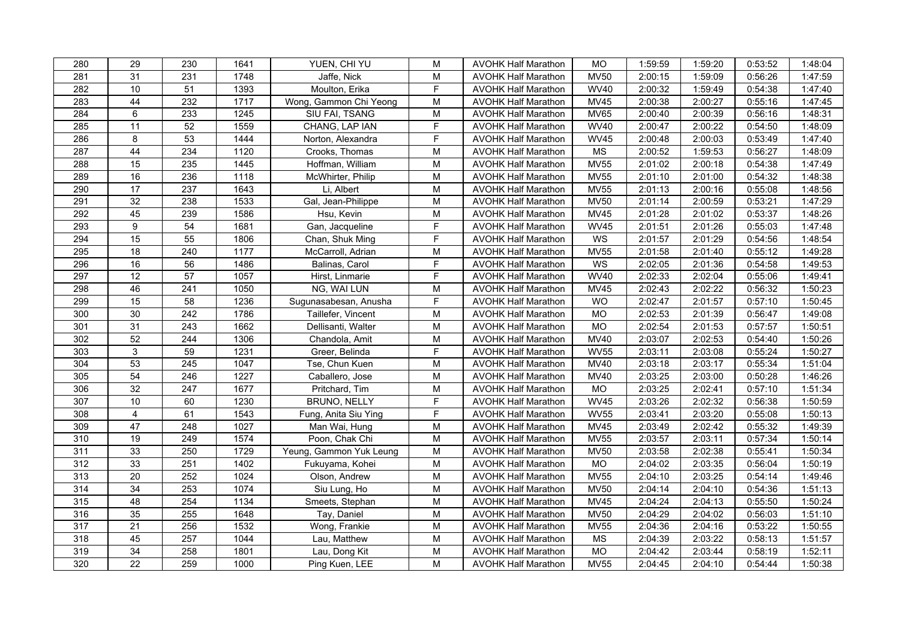| 280 | 29 | 230 | 1641 | YUEN, CHI YU | M | AVOHK Half Marathon | MO | 1:59:59 | 1:59:20 | 0:53:52 | 1:48:04 |
|---|---|---|---|---|---|---|---|---|---|---|---|
| 281 | 31 | 231 | 1748 | Jaffe, Nick | M | AVOHK Half Marathon | MV50 | 2:00:15 | 1:59:09 | 0:56:26 | 1:47:59 |
| 282 | 10 | 51 | 1393 | Moulton, Erika | F | AVOHK Half Marathon | WV40 | 2:00:32 | 1:59:49 | 0:54:38 | 1:47:40 |
| 283 | 44 | 232 | 1717 | Wong, Gammon Chi Yeong | M | AVOHK Half Marathon | MV45 | 2:00:38 | 2:00:27 | 0:55:16 | 1:47:45 |
| 284 | 6 | 233 | 1245 | SIU FAI, TSANG | M | AVOHK Half Marathon | MV65 | 2:00:40 | 2:00:39 | 0:56:16 | 1:48:31 |
| 285 | 11 | 52 | 1559 | CHANG, LAP IAN | F | AVOHK Half Marathon | WV40 | 2:00:47 | 2:00:22 | 0:54:50 | 1:48:09 |
| 286 | 8 | 53 | 1444 | Norton, Alexandra | F | AVOHK Half Marathon | WV45 | 2:00:48 | 2:00:03 | 0:53:49 | 1:47:40 |
| 287 | 44 | 234 | 1120 | Crooks, Thomas | M | AVOHK Half Marathon | MS | 2:00:52 | 1:59:53 | 0:56:27 | 1:48:09 |
| 288 | 15 | 235 | 1445 | Hoffman, William | M | AVOHK Half Marathon | MV55 | 2:01:02 | 2:00:18 | 0:54:38 | 1:47:49 |
| 289 | 16 | 236 | 1118 | McWhirter, Philip | M | AVOHK Half Marathon | MV55 | 2:01:10 | 2:01:00 | 0:54:32 | 1:48:38 |
| 290 | 17 | 237 | 1643 | Li, Albert | M | AVOHK Half Marathon | MV55 | 2:01:13 | 2:00:16 | 0:55:08 | 1:48:56 |
| 291 | 32 | 238 | 1533 | Gal, Jean-Philippe | M | AVOHK Half Marathon | MV50 | 2:01:14 | 2:00:59 | 0:53:21 | 1:47:29 |
| 292 | 45 | 239 | 1586 | Hsu, Kevin | M | AVOHK Half Marathon | MV45 | 2:01:28 | 2:01:02 | 0:53:37 | 1:48:26 |
| 293 | 9 | 54 | 1681 | Gan, Jacqueline | F | AVOHK Half Marathon | WV45 | 2:01:51 | 2:01:26 | 0:55:03 | 1:47:48 |
| 294 | 15 | 55 | 1806 | Chan, Shuk Ming | F | AVOHK Half Marathon | WS | 2:01:57 | 2:01:29 | 0:54:56 | 1:48:54 |
| 295 | 18 | 240 | 1177 | McCarroll, Adrian | M | AVOHK Half Marathon | MV55 | 2:01:58 | 2:01:40 | 0:55:12 | 1:49:28 |
| 296 | 16 | 56 | 1486 | Balinas, Carol | F | AVOHK Half Marathon | WS | 2:02:05 | 2:01:36 | 0:54:58 | 1:49:53 |
| 297 | 12 | 57 | 1057 | Hirst, Linmarie | F | AVOHK Half Marathon | WV40 | 2:02:33 | 2:02:04 | 0:55:06 | 1:49:41 |
| 298 | 46 | 241 | 1050 | NG, WAI LUN | M | AVOHK Half Marathon | MV45 | 2:02:43 | 2:02:22 | 0:56:32 | 1:50:23 |
| 299 | 15 | 58 | 1236 | Sugunasabesan, Anusha | F | AVOHK Half Marathon | WO | 2:02:47 | 2:01:57 | 0:57:10 | 1:50:45 |
| 300 | 30 | 242 | 1786 | Taillefer, Vincent | M | AVOHK Half Marathon | MO | 2:02:53 | 2:01:39 | 0:56:47 | 1:49:08 |
| 301 | 31 | 243 | 1662 | Dellisanti, Walter | M | AVOHK Half Marathon | MO | 2:02:54 | 2:01:53 | 0:57:57 | 1:50:51 |
| 302 | 52 | 244 | 1306 | Chandola, Amit | M | AVOHK Half Marathon | MV40 | 2:03:07 | 2:02:53 | 0:54:40 | 1:50:26 |
| 303 | 3 | 59 | 1231 | Greer, Belinda | F | AVOHK Half Marathon | WV55 | 2:03:11 | 2:03:08 | 0:55:24 | 1:50:27 |
| 304 | 53 | 245 | 1047 | Tse, Chun Kuen | M | AVOHK Half Marathon | MV40 | 2:03:18 | 2:03:17 | 0:55:34 | 1:51:04 |
| 305 | 54 | 246 | 1227 | Caballero, Jose | M | AVOHK Half Marathon | MV40 | 2:03:25 | 2:03:00 | 0:50:28 | 1:46:26 |
| 306 | 32 | 247 | 1677 | Pritchard, Tim | M | AVOHK Half Marathon | MO | 2:03:25 | 2:02:41 | 0:57:10 | 1:51:34 |
| 307 | 10 | 60 | 1230 | BRUNO, NELLY | F | AVOHK Half Marathon | WV45 | 2:03:26 | 2:02:32 | 0:56:38 | 1:50:59 |
| 308 | 4 | 61 | 1543 | Fung, Anita Siu Ying | F | AVOHK Half Marathon | WV55 | 2:03:41 | 2:03:20 | 0:55:08 | 1:50:13 |
| 309 | 47 | 248 | 1027 | Man Wai, Hung | M | AVOHK Half Marathon | MV45 | 2:03:49 | 2:02:42 | 0:55:32 | 1:49:39 |
| 310 | 19 | 249 | 1574 | Poon, Chak Chi | M | AVOHK Half Marathon | MV55 | 2:03:57 | 2:03:11 | 0:57:34 | 1:50:14 |
| 311 | 33 | 250 | 1729 | Yeung, Gammon Yuk Leung | M | AVOHK Half Marathon | MV50 | 2:03:58 | 2:02:38 | 0:55:41 | 1:50:34 |
| 312 | 33 | 251 | 1402 | Fukuyama, Kohei | M | AVOHK Half Marathon | MO | 2:04:02 | 2:03:35 | 0:56:04 | 1:50:19 |
| 313 | 20 | 252 | 1024 | Olson, Andrew | M | AVOHK Half Marathon | MV55 | 2:04:10 | 2:03:25 | 0:54:14 | 1:49:46 |
| 314 | 34 | 253 | 1074 | Siu Lung, Ho | M | AVOHK Half Marathon | MV50 | 2:04:14 | 2:04:10 | 0:54:36 | 1:51:13 |
| 315 | 48 | 254 | 1134 | Smeets, Stephan | M | AVOHK Half Marathon | MV45 | 2:04:24 | 2:04:13 | 0:55:50 | 1:50:24 |
| 316 | 35 | 255 | 1648 | Tay, Daniel | M | AVOHK Half Marathon | MV50 | 2:04:29 | 2:04:02 | 0:56:03 | 1:51:10 |
| 317 | 21 | 256 | 1532 | Wong, Frankie | M | AVOHK Half Marathon | MV55 | 2:04:36 | 2:04:16 | 0:53:22 | 1:50:55 |
| 318 | 45 | 257 | 1044 | Lau, Matthew | M | AVOHK Half Marathon | MS | 2:04:39 | 2:03:22 | 0:58:13 | 1:51:57 |
| 319 | 34 | 258 | 1801 | Lau, Dong Kit | M | AVOHK Half Marathon | MO | 2:04:42 | 2:03:44 | 0:58:19 | 1:52:11 |
| 320 | 22 | 259 | 1000 | Ping Kuen, LEE | M | AVOHK Half Marathon | MV55 | 2:04:45 | 2:04:10 | 0:54:44 | 1:50:38 |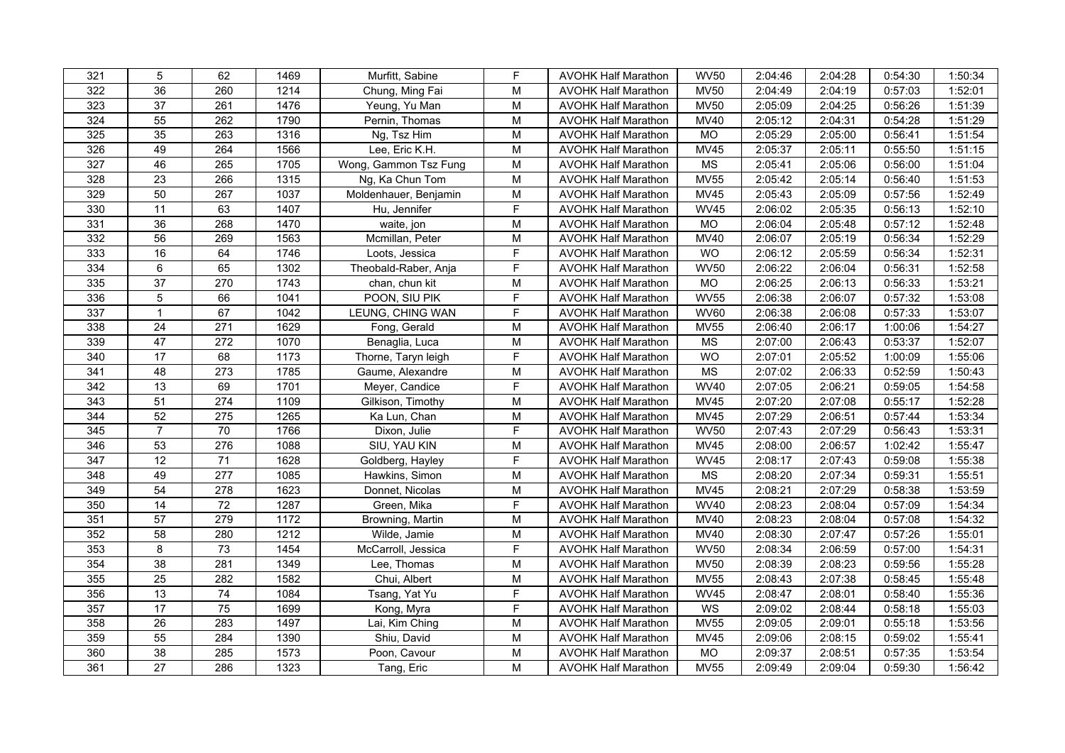| | | | | | | | | | | | | |
|---|---|---|---|---|---|---|---|---|---|---|---|---|
| 321 | 5 | 62 | 1469 | Murfitt, Sabine | F | AVOHK Half Marathon | WV50 | 2:04:46 | 2:04:28 | 0:54:30 | 1:50:34 |
| 322 | 36 | 260 | 1214 | Chung, Ming Fai | M | AVOHK Half Marathon | MV50 | 2:04:49 | 2:04:19 | 0:57:03 | 1:52:01 |
| 323 | 37 | 261 | 1476 | Yeung, Yu Man | M | AVOHK Half Marathon | MV50 | 2:05:09 | 2:04:25 | 0:56:26 | 1:51:39 |
| 324 | 55 | 262 | 1790 | Pernin, Thomas | M | AVOHK Half Marathon | MV40 | 2:05:12 | 2:04:31 | 0:54:28 | 1:51:29 |
| 325 | 35 | 263 | 1316 | Ng, Tsz Him | M | AVOHK Half Marathon | MO | 2:05:29 | 2:05:00 | 0:56:41 | 1:51:54 |
| 326 | 49 | 264 | 1566 | Lee, Eric K.H. | M | AVOHK Half Marathon | MV45 | 2:05:37 | 2:05:11 | 0:55:50 | 1:51:15 |
| 327 | 46 | 265 | 1705 | Wong, Gammon Tsz Fung | M | AVOHK Half Marathon | MS | 2:05:41 | 2:05:06 | 0:56:00 | 1:51:04 |
| 328 | 23 | 266 | 1315 | Ng, Ka Chun Tom | M | AVOHK Half Marathon | MV55 | 2:05:42 | 2:05:14 | 0:56:40 | 1:51:53 |
| 329 | 50 | 267 | 1037 | Moldenhauer, Benjamin | M | AVOHK Half Marathon | MV45 | 2:05:43 | 2:05:09 | 0:57:56 | 1:52:49 |
| 330 | 11 | 63 | 1407 | Hu, Jennifer | F | AVOHK Half Marathon | WV45 | 2:06:02 | 2:05:35 | 0:56:13 | 1:52:10 |
| 331 | 36 | 268 | 1470 | waite, jon | M | AVOHK Half Marathon | MO | 2:06:04 | 2:05:48 | 0:57:12 | 1:52:48 |
| 332 | 56 | 269 | 1563 | Mcmillan, Peter | M | AVOHK Half Marathon | MV40 | 2:06:07 | 2:05:19 | 0:56:34 | 1:52:29 |
| 333 | 16 | 64 | 1746 | Loots, Jessica | F | AVOHK Half Marathon | WO | 2:06:12 | 2:05:59 | 0:56:34 | 1:52:31 |
| 334 | 6 | 65 | 1302 | Theobald-Raber, Anja | F | AVOHK Half Marathon | WV50 | 2:06:22 | 2:06:04 | 0:56:31 | 1:52:58 |
| 335 | 37 | 270 | 1743 | chan, chun kit | M | AVOHK Half Marathon | MO | 2:06:25 | 2:06:13 | 0:56:33 | 1:53:21 |
| 336 | 5 | 66 | 1041 | POON, SIU PIK | F | AVOHK Half Marathon | WV55 | 2:06:38 | 2:06:07 | 0:57:32 | 1:53:08 |
| 337 | 1 | 67 | 1042 | LEUNG, CHING WAN | F | AVOHK Half Marathon | WV60 | 2:06:38 | 2:06:08 | 0:57:33 | 1:53:07 |
| 338 | 24 | 271 | 1629 | Fong, Gerald | M | AVOHK Half Marathon | MV55 | 2:06:40 | 2:06:17 | 1:00:06 | 1:54:27 |
| 339 | 47 | 272 | 1070 | Benaglia, Luca | M | AVOHK Half Marathon | MS | 2:07:00 | 2:06:43 | 0:53:37 | 1:52:07 |
| 340 | 17 | 68 | 1173 | Thorne, Taryn leigh | F | AVOHK Half Marathon | WO | 2:07:01 | 2:05:52 | 1:00:09 | 1:55:06 |
| 341 | 48 | 273 | 1785 | Gaume, Alexandre | M | AVOHK Half Marathon | MS | 2:07:02 | 2:06:33 | 0:52:59 | 1:50:43 |
| 342 | 13 | 69 | 1701 | Meyer, Candice | F | AVOHK Half Marathon | WV40 | 2:07:05 | 2:06:21 | 0:59:05 | 1:54:58 |
| 343 | 51 | 274 | 1109 | Gilkison, Timothy | M | AVOHK Half Marathon | MV45 | 2:07:20 | 2:07:08 | 0:55:17 | 1:52:28 |
| 344 | 52 | 275 | 1265 | Ka Lun, Chan | M | AVOHK Half Marathon | MV45 | 2:07:29 | 2:06:51 | 0:57:44 | 1:53:34 |
| 345 | 7 | 70 | 1766 | Dixon, Julie | F | AVOHK Half Marathon | WV50 | 2:07:43 | 2:07:29 | 0:56:43 | 1:53:31 |
| 346 | 53 | 276 | 1088 | SIU, YAU KIN | M | AVOHK Half Marathon | MV45 | 2:08:00 | 2:06:57 | 1:02:42 | 1:55:47 |
| 347 | 12 | 71 | 1628 | Goldberg, Hayley | F | AVOHK Half Marathon | WV45 | 2:08:17 | 2:07:43 | 0:59:08 | 1:55:38 |
| 348 | 49 | 277 | 1085 | Hawkins, Simon | M | AVOHK Half Marathon | MS | 2:08:20 | 2:07:34 | 0:59:31 | 1:55:51 |
| 349 | 54 | 278 | 1623 | Donnet, Nicolas | M | AVOHK Half Marathon | MV45 | 2:08:21 | 2:07:29 | 0:58:38 | 1:53:59 |
| 350 | 14 | 72 | 1287 | Green, Mika | F | AVOHK Half Marathon | WV40 | 2:08:23 | 2:08:04 | 0:57:09 | 1:54:34 |
| 351 | 57 | 279 | 1172 | Browning, Martin | M | AVOHK Half Marathon | MV40 | 2:08:23 | 2:08:04 | 0:57:08 | 1:54:32 |
| 352 | 58 | 280 | 1212 | Wilde, Jamie | M | AVOHK Half Marathon | MV40 | 2:08:30 | 2:07:47 | 0:57:26 | 1:55:01 |
| 353 | 8 | 73 | 1454 | McCarroll, Jessica | F | AVOHK Half Marathon | WV50 | 2:08:34 | 2:06:59 | 0:57:00 | 1:54:31 |
| 354 | 38 | 281 | 1349 | Lee, Thomas | M | AVOHK Half Marathon | MV50 | 2:08:39 | 2:08:23 | 0:59:56 | 1:55:28 |
| 355 | 25 | 282 | 1582 | Chui, Albert | M | AVOHK Half Marathon | MV55 | 2:08:43 | 2:07:38 | 0:58:45 | 1:55:48 |
| 356 | 13 | 74 | 1084 | Tsang, Yat Yu | F | AVOHK Half Marathon | WV45 | 2:08:47 | 2:08:01 | 0:58:40 | 1:55:36 |
| 357 | 17 | 75 | 1699 | Kong, Myra | F | AVOHK Half Marathon | WS | 2:09:02 | 2:08:44 | 0:58:18 | 1:55:03 |
| 358 | 26 | 283 | 1497 | Lai, Kim Ching | M | AVOHK Half Marathon | MV55 | 2:09:05 | 2:09:01 | 0:55:18 | 1:53:56 |
| 359 | 55 | 284 | 1390 | Shiu, David | M | AVOHK Half Marathon | MV45 | 2:09:06 | 2:08:15 | 0:59:02 | 1:55:41 |
| 360 | 38 | 285 | 1573 | Poon, Cavour | M | AVOHK Half Marathon | MO | 2:09:37 | 2:08:51 | 0:57:35 | 1:53:54 |
| 361 | 27 | 286 | 1323 | Tang, Eric | M | AVOHK Half Marathon | MV55 | 2:09:49 | 2:09:04 | 0:59:30 | 1:56:42 |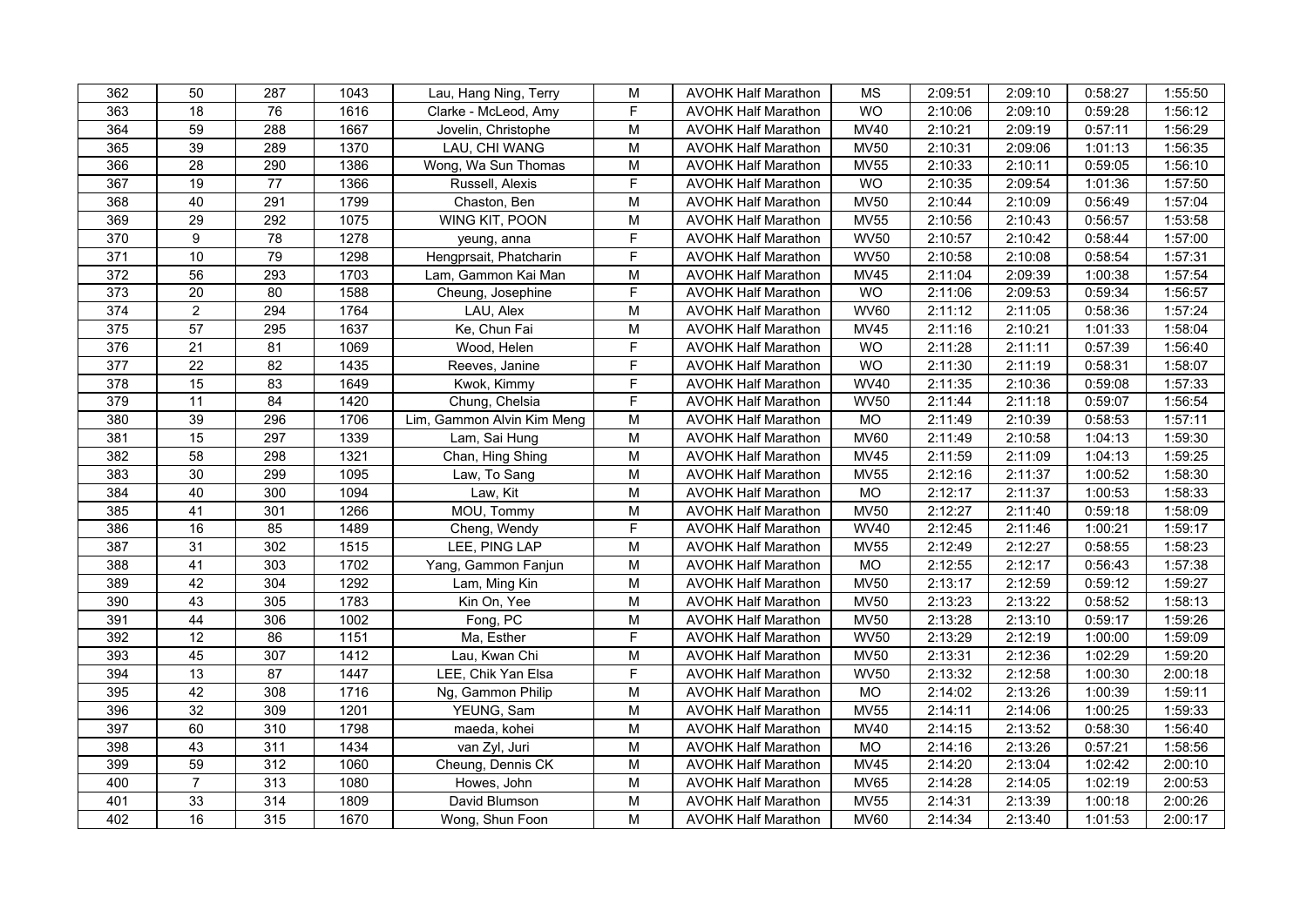| 362 | 50 | 287 | 1043 | Lau, Hang Ning, Terry | M | AVOHK Half Marathon | MS | 2:09:51 | 2:09:10 | 0:58:27 | 1:55:50 |
|---|---|---|---|---|---|---|---|---|---|---|---|
| 363 | 18 | 76 | 1616 | Clarke - McLeod, Amy | F | AVOHK Half Marathon | WO | 2:10:06 | 2:09:10 | 0:59:28 | 1:56:12 |
| 364 | 59 | 288 | 1667 | Jovelin, Christophe | M | AVOHK Half Marathon | MV40 | 2:10:21 | 2:09:19 | 0:57:11 | 1:56:29 |
| 365 | 39 | 289 | 1370 | LAU, CHI WANG | M | AVOHK Half Marathon | MV50 | 2:10:31 | 2:09:06 | 1:01:13 | 1:56:35 |
| 366 | 28 | 290 | 1386 | Wong, Wa Sun Thomas | M | AVOHK Half Marathon | MV55 | 2:10:33 | 2:10:11 | 0:59:05 | 1:56:10 |
| 367 | 19 | 77 | 1366 | Russell, Alexis | F | AVOHK Half Marathon | WO | 2:10:35 | 2:09:54 | 1:01:36 | 1:57:50 |
| 368 | 40 | 291 | 1799 | Chaston, Ben | M | AVOHK Half Marathon | MV50 | 2:10:44 | 2:10:09 | 0:56:49 | 1:57:04 |
| 369 | 29 | 292 | 1075 | WING KIT, POON | M | AVOHK Half Marathon | MV55 | 2:10:56 | 2:10:43 | 0:56:57 | 1:53:58 |
| 370 | 9 | 78 | 1278 | yeung, anna | F | AVOHK Half Marathon | WV50 | 2:10:57 | 2:10:42 | 0:58:44 | 1:57:00 |
| 371 | 10 | 79 | 1298 | Hengprsait, Phatcharin | F | AVOHK Half Marathon | WV50 | 2:10:58 | 2:10:08 | 0:58:54 | 1:57:31 |
| 372 | 56 | 293 | 1703 | Lam, Gammon Kai Man | M | AVOHK Half Marathon | MV45 | 2:11:04 | 2:09:39 | 1:00:38 | 1:57:54 |
| 373 | 20 | 80 | 1588 | Cheung, Josephine | F | AVOHK Half Marathon | WO | 2:11:06 | 2:09:53 | 0:59:34 | 1:56:57 |
| 374 | 2 | 294 | 1764 | LAU, Alex | M | AVOHK Half Marathon | WV60 | 2:11:12 | 2:11:05 | 0:58:36 | 1:57:24 |
| 375 | 57 | 295 | 1637 | Ke, Chun Fai | M | AVOHK Half Marathon | MV45 | 2:11:16 | 2:10:21 | 1:01:33 | 1:58:04 |
| 376 | 21 | 81 | 1069 | Wood, Helen | F | AVOHK Half Marathon | WO | 2:11:28 | 2:11:11 | 0:57:39 | 1:56:40 |
| 377 | 22 | 82 | 1435 | Reeves, Janine | F | AVOHK Half Marathon | WO | 2:11:30 | 2:11:19 | 0:58:31 | 1:58:07 |
| 378 | 15 | 83 | 1649 | Kwok, Kimmy | F | AVOHK Half Marathon | WV40 | 2:11:35 | 2:10:36 | 0:59:08 | 1:57:33 |
| 379 | 11 | 84 | 1420 | Chung, Chelsia | F | AVOHK Half Marathon | WV50 | 2:11:44 | 2:11:18 | 0:59:07 | 1:56:54 |
| 380 | 39 | 296 | 1706 | Lim, Gammon Alvin Kim Meng | M | AVOHK Half Marathon | MO | 2:11:49 | 2:10:39 | 0:58:53 | 1:57:11 |
| 381 | 15 | 297 | 1339 | Lam, Sai Hung | M | AVOHK Half Marathon | MV60 | 2:11:49 | 2:10:58 | 1:04:13 | 1:59:30 |
| 382 | 58 | 298 | 1321 | Chan, Hing Shing | M | AVOHK Half Marathon | MV45 | 2:11:59 | 2:11:09 | 1:04:13 | 1:59:25 |
| 383 | 30 | 299 | 1095 | Law, To Sang | M | AVOHK Half Marathon | MV55 | 2:12:16 | 2:11:37 | 1:00:52 | 1:58:30 |
| 384 | 40 | 300 | 1094 | Law, Kit | M | AVOHK Half Marathon | MO | 2:12:17 | 2:11:37 | 1:00:53 | 1:58:33 |
| 385 | 41 | 301 | 1266 | MOU, Tommy | M | AVOHK Half Marathon | MV50 | 2:12:27 | 2:11:40 | 0:59:18 | 1:58:09 |
| 386 | 16 | 85 | 1489 | Cheng, Wendy | F | AVOHK Half Marathon | WV40 | 2:12:45 | 2:11:46 | 1:00:21 | 1:59:17 |
| 387 | 31 | 302 | 1515 | LEE, PING LAP | M | AVOHK Half Marathon | MV55 | 2:12:49 | 2:12:27 | 0:58:55 | 1:58:23 |
| 388 | 41 | 303 | 1702 | Yang, Gammon Fanjun | M | AVOHK Half Marathon | MO | 2:12:55 | 2:12:17 | 0:56:43 | 1:57:38 |
| 389 | 42 | 304 | 1292 | Lam, Ming Kin | M | AVOHK Half Marathon | MV50 | 2:13:17 | 2:12:59 | 0:59:12 | 1:59:27 |
| 390 | 43 | 305 | 1783 | Kin On, Yee | M | AVOHK Half Marathon | MV50 | 2:13:23 | 2:13:22 | 0:58:52 | 1:58:13 |
| 391 | 44 | 306 | 1002 | Fong, PC | M | AVOHK Half Marathon | MV50 | 2:13:28 | 2:13:10 | 0:59:17 | 1:59:26 |
| 392 | 12 | 86 | 1151 | Ma, Esther | F | AVOHK Half Marathon | WV50 | 2:13:29 | 2:12:19 | 1:00:00 | 1:59:09 |
| 393 | 45 | 307 | 1412 | Lau, Kwan Chi | M | AVOHK Half Marathon | MV50 | 2:13:31 | 2:12:36 | 1:02:29 | 1:59:20 |
| 394 | 13 | 87 | 1447 | LEE, Chik Yan Elsa | F | AVOHK Half Marathon | WV50 | 2:13:32 | 2:12:58 | 1:00:30 | 2:00:18 |
| 395 | 42 | 308 | 1716 | Ng, Gammon Philip | M | AVOHK Half Marathon | MO | 2:14:02 | 2:13:26 | 1:00:39 | 1:59:11 |
| 396 | 32 | 309 | 1201 | YEUNG, Sam | M | AVOHK Half Marathon | MV55 | 2:14:11 | 2:14:06 | 1:00:25 | 1:59:33 |
| 397 | 60 | 310 | 1798 | maeda, kohei | M | AVOHK Half Marathon | MV40 | 2:14:15 | 2:13:52 | 0:58:30 | 1:56:40 |
| 398 | 43 | 311 | 1434 | van Zyl, Juri | M | AVOHK Half Marathon | MO | 2:14:16 | 2:13:26 | 0:57:21 | 1:58:56 |
| 399 | 59 | 312 | 1060 | Cheung, Dennis CK | M | AVOHK Half Marathon | MV45 | 2:14:20 | 2:13:04 | 1:02:42 | 2:00:10 |
| 400 | 7 | 313 | 1080 | Howes, John | M | AVOHK Half Marathon | MV65 | 2:14:28 | 2:14:05 | 1:02:19 | 2:00:53 |
| 401 | 33 | 314 | 1809 | David Blumson | M | AVOHK Half Marathon | MV55 | 2:14:31 | 2:13:39 | 1:00:18 | 2:00:26 |
| 402 | 16 | 315 | 1670 | Wong, Shun Foon | M | AVOHK Half Marathon | MV60 | 2:14:34 | 2:13:40 | 1:01:53 | 2:00:17 |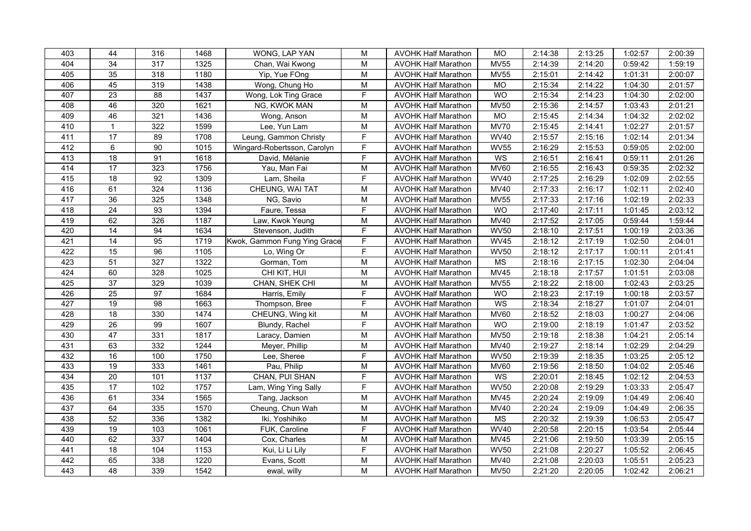| 403 | 44 | 316 | 1468 | WONG, LAP YAN | M | AVOHK Half Marathon | MO | 2:14:38 | 2:13:25 | 1:02:57 | 2:00:39 |
|---|---|---|---|---|---|---|---|---|---|---|---|
| 404 | 34 | 317 | 1325 | Chan, Wai Kwong | M | AVOHK Half Marathon | MV55 | 2:14:39 | 2:14:20 | 0:59:42 | 1:59:19 |
| 405 | 35 | 318 | 1180 | Yip, Yue FOng | M | AVOHK Half Marathon | MV55 | 2:15:01 | 2:14:42 | 1:01:31 | 2:00:07 |
| 406 | 45 | 319 | 1438 | Wong, Chung Ho | M | AVOHK Half Marathon | MO | 2:15:34 | 2:14:22 | 1:04:30 | 2:01:57 |
| 407 | 23 | 88 | 1437 | Wong, Lok Ting Grace | F | AVOHK Half Marathon | WO | 2:15:34 | 2:14:23 | 1:04:30 | 2:02:00 |
| 408 | 46 | 320 | 1621 | NG, KWOK MAN | M | AVOHK Half Marathon | MV50 | 2:15:36 | 2:14:57 | 1:03:43 | 2:01:21 |
| 409 | 46 | 321 | 1436 | Wong, Anson | M | AVOHK Half Marathon | MO | 2:15:45 | 2:14:34 | 1:04:32 | 2:02:02 |
| 410 | 1 | 322 | 1599 | Lee, Yun Lam | M | AVOHK Half Marathon | MV70 | 2:15:45 | 2:14:41 | 1:02:27 | 2:01:57 |
| 411 | 17 | 89 | 1708 | Leung, Gammon Christy | F | AVOHK Half Marathon | WV40 | 2:15:57 | 2:15:16 | 1:02:14 | 2:01:34 |
| 412 | 6 | 90 | 1015 | Wingard-Robertsson, Carolyn | F | AVOHK Half Marathon | WV55 | 2:16:29 | 2:15:53 | 0:59:05 | 2:02:00 |
| 413 | 18 | 91 | 1618 | David, Mélanie | F | AVOHK Half Marathon | WS | 2:16:51 | 2:16:41 | 0:59:11 | 2:01:26 |
| 414 | 17 | 323 | 1756 | Yau, Man Fai | M | AVOHK Half Marathon | MV60 | 2:16:55 | 2:16:43 | 0:59:35 | 2:02:32 |
| 415 | 18 | 92 | 1309 | Lam, Sheila | F | AVOHK Half Marathon | WV40 | 2:17:25 | 2:16:29 | 1:02:09 | 2:02:55 |
| 416 | 61 | 324 | 1136 | CHEUNG, WAI TAT | M | AVOHK Half Marathon | MV40 | 2:17:33 | 2:16:17 | 1:02:11 | 2:02:40 |
| 417 | 36 | 325 | 1348 | NG, Savio | M | AVOHK Half Marathon | MV55 | 2:17:33 | 2:17:16 | 1:02:19 | 2:02:33 |
| 418 | 24 | 93 | 1394 | Faure, Tessa | F | AVOHK Half Marathon | WO | 2:17:40 | 2:17:11 | 1:01:45 | 2:03:12 |
| 419 | 62 | 326 | 1187 | Law, Kwok Yeung | M | AVOHK Half Marathon | MV40 | 2:17:52 | 2:17:05 | 0:59:44 | 1:59:44 |
| 420 | 14 | 94 | 1634 | Stevenson, Judith | F | AVOHK Half Marathon | WV50 | 2:18:10 | 2:17:51 | 1:00:19 | 2:03:36 |
| 421 | 14 | 95 | 1719 | Kwok, Gammon Fung Ying Grace | F | AVOHK Half Marathon | WV45 | 2:18:12 | 2:17:19 | 1:02:50 | 2:04:01 |
| 422 | 15 | 96 | 1105 | Lo, Wing Or | F | AVOHK Half Marathon | WV50 | 2:18:12 | 2:17:17 | 1:00:11 | 2:01:41 |
| 423 | 51 | 327 | 1322 | Gorman, Tom | M | AVOHK Half Marathon | MS | 2:18:16 | 2:17:15 | 1:02:30 | 2:04:04 |
| 424 | 60 | 328 | 1025 | CHI KIT, HUI | M | AVOHK Half Marathon | MV45 | 2:18:18 | 2:17:57 | 1:01:51 | 2:03:08 |
| 425 | 37 | 329 | 1039 | CHAN, SHEK CHI | M | AVOHK Half Marathon | MV55 | 2:18:22 | 2:18:00 | 1:02:43 | 2:03:25 |
| 426 | 25 | 97 | 1684 | Harris, Emily | F | AVOHK Half Marathon | WO | 2:18:23 | 2:17:19 | 1:00:18 | 2:03:57 |
| 427 | 19 | 98 | 1663 | Thompson, Bree | F | AVOHK Half Marathon | WS | 2:18:34 | 2:18:27 | 1:01:07 | 2:04:01 |
| 428 | 18 | 330 | 1474 | CHEUNG, Wing kit | M | AVOHK Half Marathon | MV60 | 2:18:52 | 2:18:03 | 1:00:27 | 2:04:06 |
| 429 | 26 | 99 | 1607 | Blundy, Rachel | F | AVOHK Half Marathon | WO | 2:19:00 | 2:18:19 | 1:01:47 | 2:03:52 |
| 430 | 47 | 331 | 1817 | Laracy, Damien | M | AVOHK Half Marathon | MV50 | 2:19:18 | 2:18:38 | 1:04:21 | 2:05:14 |
| 431 | 63 | 332 | 1244 | Meyer, Phillip | M | AVOHK Half Marathon | MV40 | 2:19:27 | 2:18:14 | 1:02:29 | 2:04:29 |
| 432 | 16 | 100 | 1750 | Lee, Sheree | F | AVOHK Half Marathon | WV50 | 2:19:39 | 2:18:35 | 1:03:25 | 2:05:12 |
| 433 | 19 | 333 | 1461 | Pau, Philip | M | AVOHK Half Marathon | MV60 | 2:19:56 | 2:18:50 | 1:04:02 | 2:05:46 |
| 434 | 20 | 101 | 1137 | CHAN, PUI SHAN | F | AVOHK Half Marathon | WS | 2:20:01 | 2:18:45 | 1:02:12 | 2:04:53 |
| 435 | 17 | 102 | 1757 | Lam, Wing Ying Sally | F | AVOHK Half Marathon | WV50 | 2:20:08 | 2:19:29 | 1:03:33 | 2:05:47 |
| 436 | 61 | 334 | 1565 | Tang, Jackson | M | AVOHK Half Marathon | MV45 | 2:20:24 | 2:19:09 | 1:04:49 | 2:06:40 |
| 437 | 64 | 335 | 1570 | Cheung, Chun Wah | M | AVOHK Half Marathon | MV40 | 2:20:24 | 2:19:09 | 1:04:49 | 2:06:35 |
| 438 | 52 | 336 | 1382 | Iki, Yoshihiko | M | AVOHK Half Marathon | MS | 2:20:32 | 2:19:39 | 1:06:53 | 2:05:47 |
| 439 | 19 | 103 | 1061 | FUK, Caroline | F | AVOHK Half Marathon | WV40 | 2:20:58 | 2:20:15 | 1:03:54 | 2:05:44 |
| 440 | 62 | 337 | 1404 | Cox, Charles | M | AVOHK Half Marathon | MV45 | 2:21:06 | 2:19:50 | 1:03:39 | 2:05:15 |
| 441 | 18 | 104 | 1153 | Kui, Li Li Lily | F | AVOHK Half Marathon | WV50 | 2:21:08 | 2:20:27 | 1:05:52 | 2:06:45 |
| 442 | 65 | 338 | 1220 | Evans, Scott | M | AVOHK Half Marathon | MV40 | 2:21:08 | 2:20:03 | 1:05:51 | 2:05:23 |
| 443 | 48 | 339 | 1542 | ewal, willy | M | AVOHK Half Marathon | MV50 | 2:21:20 | 2:20:05 | 1:02:42 | 2:06:21 |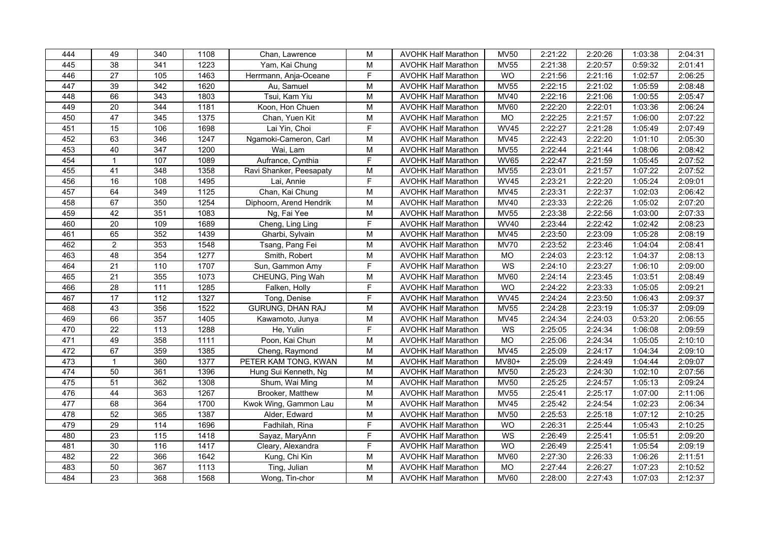| 444 | 49 | 340 | 1108 | Chan, Lawrence | M | AVOHK Half Marathon | MV50 | 2:21:22 | 2:20:26 | 1:03:38 | 2:04:31 |
|---|---|---|---|---|---|---|---|---|---|---|---|
| 445 | 38 | 341 | 1223 | Yam, Kai Chung | M | AVOHK Half Marathon | MV55 | 2:21:38 | 2:20:57 | 0:59:32 | 2:01:41 |
| 446 | 27 | 105 | 1463 | Herrmann, Anja-Oceane | F | AVOHK Half Marathon | WO | 2:21:56 | 2:21:16 | 1:02:57 | 2:06:25 |
| 447 | 39 | 342 | 1620 | Au, Samuel | M | AVOHK Half Marathon | MV55 | 2:22:15 | 2:21:02 | 1:05:59 | 2:08:48 |
| 448 | 66 | 343 | 1803 | Tsui, Kam Yiu | M | AVOHK Half Marathon | MV40 | 2:22:16 | 2:21:06 | 1:00:55 | 2:05:47 |
| 449 | 20 | 344 | 1181 | Koon, Hon Chuen | M | AVOHK Half Marathon | MV60 | 2:22:20 | 2:22:01 | 1:03:36 | 2:06:24 |
| 450 | 47 | 345 | 1375 | Chan, Yuen Kit | M | AVOHK Half Marathon | MO | 2:22:25 | 2:21:57 | 1:06:00 | 2:07:22 |
| 451 | 15 | 106 | 1698 | Lai Yin, Choi | F | AVOHK Half Marathon | WV45 | 2:22:27 | 2:21:28 | 1:05:49 | 2:07:49 |
| 452 | 63 | 346 | 1247 | Ngamoki-Cameron, Carl | M | AVOHK Half Marathon | MV45 | 2:22:43 | 2:22:20 | 1:01:10 | 2:05:30 |
| 453 | 40 | 347 | 1200 | Wai, Lam | M | AVOHK Half Marathon | MV55 | 2:22:44 | 2:21:44 | 1:08:06 | 2:08:42 |
| 454 | 1 | 107 | 1089 | Aufrance, Cynthia | F | AVOHK Half Marathon | WV65 | 2:22:47 | 2:21:59 | 1:05:45 | 2:07:52 |
| 455 | 41 | 348 | 1358 | Ravi Shanker, Peesapaty | M | AVOHK Half Marathon | MV55 | 2:23:01 | 2:21:57 | 1:07:22 | 2:07:52 |
| 456 | 16 | 108 | 1495 | Lai, Annie | F | AVOHK Half Marathon | WV45 | 2:23:21 | 2:22:20 | 1:05:24 | 2:09:01 |
| 457 | 64 | 349 | 1125 | Chan, Kai Chung | M | AVOHK Half Marathon | MV45 | 2:23:31 | 2:22:37 | 1:02:03 | 2:06:42 |
| 458 | 67 | 350 | 1254 | Diphoorn, Arend Hendrik | M | AVOHK Half Marathon | MV40 | 2:23:33 | 2:22:26 | 1:05:02 | 2:07:20 |
| 459 | 42 | 351 | 1083 | Ng, Fai Yee | M | AVOHK Half Marathon | MV55 | 2:23:38 | 2:22:56 | 1:03:00 | 2:07:33 |
| 460 | 20 | 109 | 1689 | Cheng, Ling Ling | F | AVOHK Half Marathon | WV40 | 2:23:44 | 2:22:42 | 1:02:42 | 2:08:23 |
| 461 | 65 | 352 | 1439 | Gharbi, Sylvain | M | AVOHK Half Marathon | MV45 | 2:23:50 | 2:23:09 | 1:05:28 | 2:08:19 |
| 462 | 2 | 353 | 1548 | Tsang, Pang Fei | M | AVOHK Half Marathon | MV70 | 2:23:52 | 2:23:46 | 1:04:04 | 2:08:41 |
| 463 | 48 | 354 | 1277 | Smith, Robert | M | AVOHK Half Marathon | MO | 2:24:03 | 2:23:12 | 1:04:37 | 2:08:13 |
| 464 | 21 | 110 | 1707 | Sun, Gammon Amy | F | AVOHK Half Marathon | WS | 2:24:10 | 2:23:27 | 1:06:10 | 2:09:00 |
| 465 | 21 | 355 | 1073 | CHEUNG, Ping Wah | M | AVOHK Half Marathon | MV60 | 2:24:14 | 2:23:45 | 1:03:51 | 2:08:49 |
| 466 | 28 | 111 | 1285 | Falken, Holly | F | AVOHK Half Marathon | WO | 2:24:22 | 2:23:33 | 1:05:05 | 2:09:21 |
| 467 | 17 | 112 | 1327 | Tong, Denise | F | AVOHK Half Marathon | WV45 | 2:24:24 | 2:23:50 | 1:06:43 | 2:09:37 |
| 468 | 43 | 356 | 1522 | GURUNG, DHAN RAJ | M | AVOHK Half Marathon | MV55 | 2:24:28 | 2:23:19 | 1:05:37 | 2:09:09 |
| 469 | 66 | 357 | 1405 | Kawamoto, Junya | M | AVOHK Half Marathon | MV45 | 2:24:34 | 2:24:03 | 0:53:20 | 2:06:55 |
| 470 | 22 | 113 | 1288 | He, Yulin | F | AVOHK Half Marathon | WS | 2:25:05 | 2:24:34 | 1:06:08 | 2:09:59 |
| 471 | 49 | 358 | 1111 | Poon, Kai Chun | M | AVOHK Half Marathon | MO | 2:25:06 | 2:24:34 | 1:05:05 | 2:10:10 |
| 472 | 67 | 359 | 1385 | Cheng, Raymond | M | AVOHK Half Marathon | MV45 | 2:25:09 | 2:24:17 | 1:04:34 | 2:09:10 |
| 473 | 1 | 360 | 1377 | PETER KAM TONG, KWAN | M | AVOHK Half Marathon | MV80+ | 2:25:09 | 2:24:49 | 1:04:44 | 2:09:07 |
| 474 | 50 | 361 | 1396 | Hung Sui Kenneth, Ng | M | AVOHK Half Marathon | MV50 | 2:25:23 | 2:24:30 | 1:02:10 | 2:07:56 |
| 475 | 51 | 362 | 1308 | Shum, Wai Ming | M | AVOHK Half Marathon | MV50 | 2:25:25 | 2:24:57 | 1:05:13 | 2:09:24 |
| 476 | 44 | 363 | 1267 | Brooker, Matthew | M | AVOHK Half Marathon | MV55 | 2:25:41 | 2:25:17 | 1:07:00 | 2:11:06 |
| 477 | 68 | 364 | 1700 | Kwok Wing, Gammon Lau | M | AVOHK Half Marathon | MV45 | 2:25:42 | 2:24:54 | 1:02:23 | 2:06:34 |
| 478 | 52 | 365 | 1387 | Alder, Edward | M | AVOHK Half Marathon | MV50 | 2:25:53 | 2:25:18 | 1:07:12 | 2:10:25 |
| 479 | 29 | 114 | 1696 | Fadhilah, Rina | F | AVOHK Half Marathon | WO | 2:26:31 | 2:25:44 | 1:05:43 | 2:10:25 |
| 480 | 23 | 115 | 1418 | Sayaz, MaryAnn | F | AVOHK Half Marathon | WS | 2:26:49 | 2:25:41 | 1:05:51 | 2:09:20 |
| 481 | 30 | 116 | 1417 | Cleary, Alexandra | F | AVOHK Half Marathon | WO | 2:26:49 | 2:25:41 | 1:05:54 | 2:09:19 |
| 482 | 22 | 366 | 1642 | Kung, Chi Kin | M | AVOHK Half Marathon | MV60 | 2:27:30 | 2:26:33 | 1:06:26 | 2:11:51 |
| 483 | 50 | 367 | 1113 | Ting, Julian | M | AVOHK Half Marathon | MO | 2:27:44 | 2:26:27 | 1:07:23 | 2:10:52 |
| 484 | 23 | 368 | 1568 | Wong, Tin-chor | M | AVOHK Half Marathon | MV60 | 2:28:00 | 2:27:43 | 1:07:03 | 2:12:37 |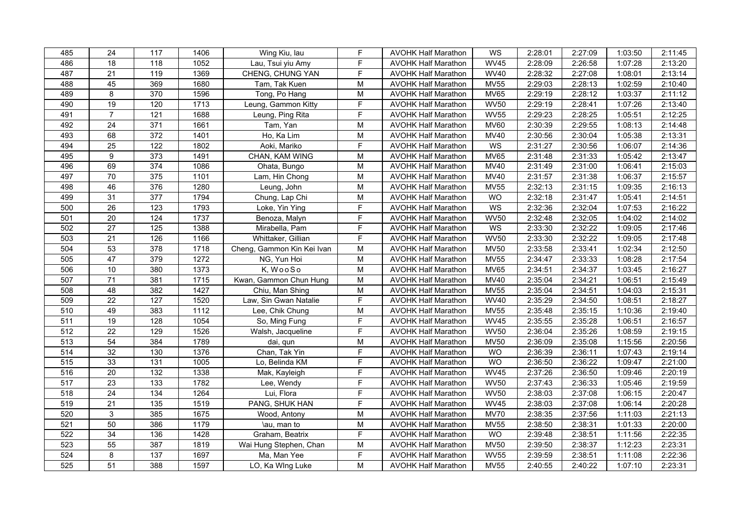| 485 | 24 | 117 | 1406 | Wing Kiu, lau | F | AVOHK Half Marathon | WS | 2:28:01 | 2:27:09 | 1:03:50 | 2:11:45 |
|---|---|---|---|---|---|---|---|---|---|---|---|
| 486 | 18 | 118 | 1052 | Lau, Tsui yiu Amy | F | AVOHK Half Marathon | WV45 | 2:28:09 | 2:26:58 | 1:07:28 | 2:13:20 |
| 487 | 21 | 119 | 1369 | CHENG, CHUNG YAN | F | AVOHK Half Marathon | WV40 | 2:28:32 | 2:27:08 | 1:08:01 | 2:13:14 |
| 488 | 45 | 369 | 1680 | Tam, Tak Kuen | M | AVOHK Half Marathon | MV55 | 2:29:03 | 2:28:13 | 1:02:59 | 2:10:40 |
| 489 | 8 | 370 | 1596 | Tong, Po Hang | M | AVOHK Half Marathon | MV65 | 2:29:19 | 2:28:12 | 1:03:37 | 2:11:12 |
| 490 | 19 | 120 | 1713 | Leung, Gammon Kitty | F | AVOHK Half Marathon | WV50 | 2:29:19 | 2:28:41 | 1:07:26 | 2:13:40 |
| 491 | 7 | 121 | 1688 | Leung, Ping Rita | F | AVOHK Half Marathon | WV55 | 2:29:23 | 2:28:25 | 1:05:51 | 2:12:25 |
| 492 | 24 | 371 | 1661 | Tam, Yan | M | AVOHK Half Marathon | MV60 | 2:30:39 | 2:29:55 | 1:08:13 | 2:14:48 |
| 493 | 68 | 372 | 1401 | Ho, Ka Lim | M | AVOHK Half Marathon | MV40 | 2:30:56 | 2:30:04 | 1:05:38 | 2:13:31 |
| 494 | 25 | 122 | 1802 | Aoki, Mariko | F | AVOHK Half Marathon | WS | 2:31:27 | 2:30:56 | 1:06:07 | 2:14:36 |
| 495 | 9 | 373 | 1491 | CHAN, KAM WING | M | AVOHK Half Marathon | MV65 | 2:31:48 | 2:31:33 | 1:05:42 | 2:13:47 |
| 496 | 69 | 374 | 1086 | Ohata, Bungo | M | AVOHK Half Marathon | MV40 | 2:31:49 | 2:31:00 | 1:06:41 | 2:15:03 |
| 497 | 70 | 375 | 1101 | Lam, Hin Chong | M | AVOHK Half Marathon | MV40 | 2:31:57 | 2:31:38 | 1:06:37 | 2:15:57 |
| 498 | 46 | 376 | 1280 | Leung, John | M | AVOHK Half Marathon | MV55 | 2:32:13 | 2:31:15 | 1:09:35 | 2:16:13 |
| 499 | 31 | 377 | 1794 | Chung, Lap Chi | M | AVOHK Half Marathon | WO | 2:32:18 | 2:31:47 | 1:05:41 | 2:14:51 |
| 500 | 26 | 123 | 1793 | Loke, Yin Ying | F | AVOHK Half Marathon | WS | 2:32:36 | 2:32:04 | 1:07:53 | 2:16:22 |
| 501 | 20 | 124 | 1737 | Benoza, Malyn | F | AVOHK Half Marathon | WV50 | 2:32:48 | 2:32:05 | 1:04:02 | 2:14:02 |
| 502 | 27 | 125 | 1388 | Mirabella, Pam | F | AVOHK Half Marathon | WS | 2:33:30 | 2:32:22 | 1:09:05 | 2:17:46 |
| 503 | 21 | 126 | 1166 | Whittaker, Gillian | F | AVOHK Half Marathon | WV50 | 2:33:30 | 2:32:22 | 1:09:05 | 2:17:48 |
| 504 | 53 | 378 | 1718 | Cheng, Gammon Kin Kei Ivan | M | AVOHK Half Marathon | MV50 | 2:33:58 | 2:33:41 | 1:02:34 | 2:12:50 |
| 505 | 47 | 379 | 1272 | NG, Yun Hoi | M | AVOHK Half Marathon | MV55 | 2:34:47 | 2:33:33 | 1:08:28 | 2:17:54 |
| 506 | 10 | 380 | 1373 | K, W o o S o | M | AVOHK Half Marathon | MV65 | 2:34:51 | 2:34:37 | 1:03:45 | 2:16:27 |
| 507 | 71 | 381 | 1715 | Kwan, Gammon Chun Hung | M | AVOHK Half Marathon | MV40 | 2:35:04 | 2:34:21 | 1:06:51 | 2:15:49 |
| 508 | 48 | 382 | 1427 | Chiu, Man Shing | M | AVOHK Half Marathon | MV55 | 2:35:04 | 2:34:51 | 1:04:03 | 2:15:31 |
| 509 | 22 | 127 | 1520 | Law, Sin Gwan Natalie | F | AVOHK Half Marathon | WV40 | 2:35:29 | 2:34:50 | 1:08:51 | 2:18:27 |
| 510 | 49 | 383 | 1112 | Lee, Chik Chung | M | AVOHK Half Marathon | MV55 | 2:35:48 | 2:35:15 | 1:10:36 | 2:19:40 |
| 511 | 19 | 128 | 1054 | So, Ming Fung | F | AVOHK Half Marathon | WV45 | 2:35:55 | 2:35:28 | 1:06:51 | 2:16:57 |
| 512 | 22 | 129 | 1526 | Walsh, Jacqueline | F | AVOHK Half Marathon | WV50 | 2:36:04 | 2:35:26 | 1:08:59 | 2:19:15 |
| 513 | 54 | 384 | 1789 | dai, qun | M | AVOHK Half Marathon | MV50 | 2:36:09 | 2:35:08 | 1:15:56 | 2:20:56 |
| 514 | 32 | 130 | 1376 | Chan, Tak Yin | F | AVOHK Half Marathon | WO | 2:36:39 | 2:36:11 | 1:07:43 | 2:19:14 |
| 515 | 33 | 131 | 1005 | Lo, Belinda KM | F | AVOHK Half Marathon | WO | 2:36:50 | 2:36:22 | 1:09:47 | 2:21:00 |
| 516 | 20 | 132 | 1338 | Mak, Kayleigh | F | AVOHK Half Marathon | WV45 | 2:37:26 | 2:36:50 | 1:09:46 | 2:20:19 |
| 517 | 23 | 133 | 1782 | Lee, Wendy | F | AVOHK Half Marathon | WV50 | 2:37:43 | 2:36:33 | 1:05:46 | 2:19:59 |
| 518 | 24 | 134 | 1264 | Lui, Flora | F | AVOHK Half Marathon | WV50 | 2:38:03 | 2:37:08 | 1:06:15 | 2:20:47 |
| 519 | 21 | 135 | 1519 | PANG, SHUK HAN | F | AVOHK Half Marathon | WV45 | 2:38:03 | 2:37:08 | 1:06:14 | 2:20:28 |
| 520 | 3 | 385 | 1675 | Wood, Antony | M | AVOHK Half Marathon | MV70 | 2:38:35 | 2:37:56 | 1:11:03 | 2:21:13 |
| 521 | 50 | 386 | 1179 | \au, man to | M | AVOHK Half Marathon | MV55 | 2:38:50 | 2:38:31 | 1:01:33 | 2:20:00 |
| 522 | 34 | 136 | 1428 | Graham, Beatrix | F | AVOHK Half Marathon | WO | 2:39:48 | 2:38:51 | 1:11:56 | 2:22:35 |
| 523 | 55 | 387 | 1819 | Wai Hung Stephen, Chan | M | AVOHK Half Marathon | MV50 | 2:39:50 | 2:38:37 | 1:12:23 | 2:23:31 |
| 524 | 8 | 137 | 1697 | Ma, Man Yee | F | AVOHK Half Marathon | WV55 | 2:39:59 | 2:38:51 | 1:11:08 | 2:22:36 |
| 525 | 51 | 388 | 1597 | LO, Ka WIng Luke | M | AVOHK Half Marathon | MV55 | 2:40:55 | 2:40:22 | 1:07:10 | 2:23:31 |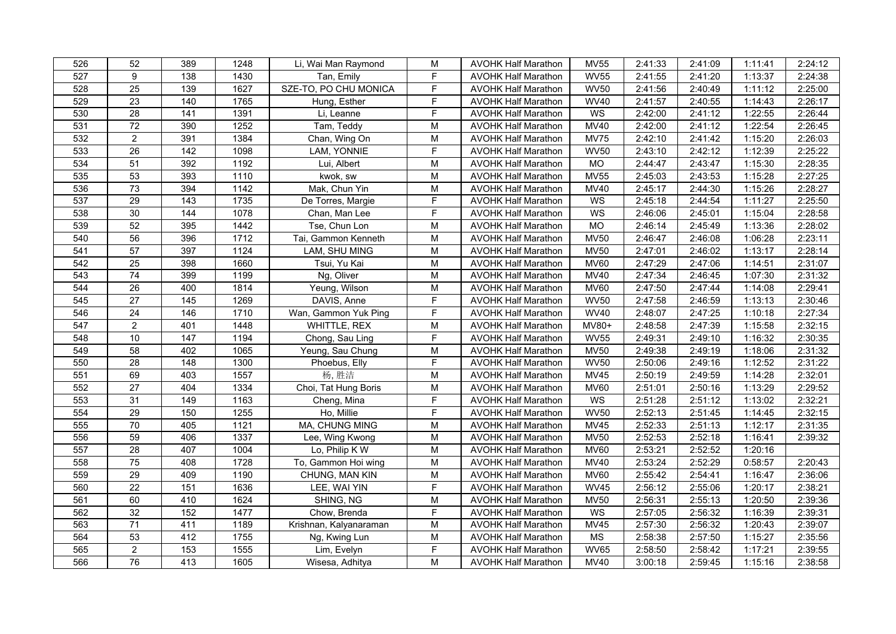| | | | | | | | | | | | |
|---|---|---|---|---|---|---|---|---|---|---|---|
| 526 | 52 | 389 | 1248 | Li, Wai Man Raymond | M | AVOHK Half Marathon | MV55 | 2:41:33 | 2:41:09 | 1:11:41 | 2:24:12 |
| 527 | 9 | 138 | 1430 | Tan, Emily | F | AVOHK Half Marathon | WV55 | 2:41:55 | 2:41:20 | 1:13:37 | 2:24:38 |
| 528 | 25 | 139 | 1627 | SZE-TO, PO CHU MONICA | F | AVOHK Half Marathon | WV50 | 2:41:56 | 2:40:49 | 1:11:12 | 2:25:00 |
| 529 | 23 | 140 | 1765 | Hung, Esther | F | AVOHK Half Marathon | WV40 | 2:41:57 | 2:40:55 | 1:14:43 | 2:26:17 |
| 530 | 28 | 141 | 1391 | Li, Leanne | F | AVOHK Half Marathon | WS | 2:42:00 | 2:41:12 | 1:22:55 | 2:26:44 |
| 531 | 72 | 390 | 1252 | Tam, Teddy | M | AVOHK Half Marathon | MV40 | 2:42:00 | 2:41:12 | 1:22:54 | 2:26:45 |
| 532 | 2 | 391 | 1384 | Chan, Wing On | M | AVOHK Half Marathon | MV75 | 2:42:10 | 2:41:42 | 1:15:20 | 2:26:03 |
| 533 | 26 | 142 | 1098 | LAM, YONNIE | F | AVOHK Half Marathon | WV50 | 2:43:10 | 2:42:12 | 1:12:39 | 2:25:22 |
| 534 | 51 | 392 | 1192 | Lui, Albert | M | AVOHK Half Marathon | MO | 2:44:47 | 2:43:47 | 1:15:30 | 2:28:35 |
| 535 | 53 | 393 | 1110 | kwok, sw | M | AVOHK Half Marathon | MV55 | 2:45:03 | 2:43:53 | 1:15:28 | 2:27:25 |
| 536 | 73 | 394 | 1142 | Mak, Chun Yin | M | AVOHK Half Marathon | MV40 | 2:45:17 | 2:44:30 | 1:15:26 | 2:28:27 |
| 537 | 29 | 143 | 1735 | De Torres, Margie | F | AVOHK Half Marathon | WS | 2:45:18 | 2:44:54 | 1:11:27 | 2:25:50 |
| 538 | 30 | 144 | 1078 | Chan, Man Lee | F | AVOHK Half Marathon | WS | 2:46:06 | 2:45:01 | 1:15:04 | 2:28:58 |
| 539 | 52 | 395 | 1442 | Tse, Chun Lon | M | AVOHK Half Marathon | MO | 2:46:14 | 2:45:49 | 1:13:36 | 2:28:02 |
| 540 | 56 | 396 | 1712 | Tai, Gammon Kenneth | M | AVOHK Half Marathon | MV50 | 2:46:47 | 2:46:08 | 1:06:28 | 2:23:11 |
| 541 | 57 | 397 | 1124 | LAM, SHU MING | M | AVOHK Half Marathon | MV50 | 2:47:01 | 2:46:02 | 1:13:17 | 2:28:14 |
| 542 | 25 | 398 | 1660 | Tsui, Yu Kai | M | AVOHK Half Marathon | MV60 | 2:47:29 | 2:47:06 | 1:14:51 | 2:31:07 |
| 543 | 74 | 399 | 1199 | Ng, Oliver | M | AVOHK Half Marathon | MV40 | 2:47:34 | 2:46:45 | 1:07:30 | 2:31:32 |
| 544 | 26 | 400 | 1814 | Yeung, Wilson | M | AVOHK Half Marathon | MV60 | 2:47:50 | 2:47:44 | 1:14:08 | 2:29:41 |
| 545 | 27 | 145 | 1269 | DAVIS, Anne | F | AVOHK Half Marathon | WV50 | 2:47:58 | 2:46:59 | 1:13:13 | 2:30:46 |
| 546 | 24 | 146 | 1710 | Wan, Gammon Yuk Ping | F | AVOHK Half Marathon | WV40 | 2:48:07 | 2:47:25 | 1:10:18 | 2:27:34 |
| 547 | 2 | 401 | 1448 | WHITTLE, REX | M | AVOHK Half Marathon | MV80+ | 2:48:58 | 2:47:39 | 1:15:58 | 2:32:15 |
| 548 | 10 | 147 | 1194 | Chong, Sau Ling | F | AVOHK Half Marathon | WV55 | 2:49:31 | 2:49:10 | 1:16:32 | 2:30:35 |
| 549 | 58 | 402 | 1065 | Yeung, Sau Chung | M | AVOHK Half Marathon | MV50 | 2:49:38 | 2:49:19 | 1:18:06 | 2:31:32 |
| 550 | 28 | 148 | 1300 | Phoebus, Elly | F | AVOHK Half Marathon | WV50 | 2:50:06 | 2:49:16 | 1:12:52 | 2:31:22 |
| 551 | 69 | 403 | 1557 | 杨, 胜洁 | M | AVOHK Half Marathon | MV45 | 2:50:19 | 2:49:59 | 1:14:28 | 2:32:01 |
| 552 | 27 | 404 | 1334 | Choi, Tat Hung Boris | M | AVOHK Half Marathon | MV60 | 2:51:01 | 2:50:16 | 1:13:29 | 2:29:52 |
| 553 | 31 | 149 | 1163 | Cheng, Mina | F | AVOHK Half Marathon | WS | 2:51:28 | 2:51:12 | 1:13:02 | 2:32:21 |
| 554 | 29 | 150 | 1255 | Ho, Millie | F | AVOHK Half Marathon | WV50 | 2:52:13 | 2:51:45 | 1:14:45 | 2:32:15 |
| 555 | 70 | 405 | 1121 | MA, CHUNG MING | M | AVOHK Half Marathon | MV45 | 2:52:33 | 2:51:13 | 1:12:17 | 2:31:35 |
| 556 | 59 | 406 | 1337 | Lee, Wing Kwong | M | AVOHK Half Marathon | MV50 | 2:52:53 | 2:52:18 | 1:16:41 | 2:39:32 |
| 557 | 28 | 407 | 1004 | Lo, Philip K W | M | AVOHK Half Marathon | MV60 | 2:53:21 | 2:52:52 | 1:20:16 | |
| 558 | 75 | 408 | 1728 | To, Gammon Hoi wing | M | AVOHK Half Marathon | MV40 | 2:53:24 | 2:52:29 | 0:58:57 | 2:20:43 |
| 559 | 29 | 409 | 1190 | CHUNG, MAN KIN | M | AVOHK Half Marathon | MV60 | 2:55:42 | 2:54:41 | 1:16:47 | 2:36:06 |
| 560 | 22 | 151 | 1636 | LEE, WAI YIN | F | AVOHK Half Marathon | WV45 | 2:56:12 | 2:55:06 | 1:20:17 | 2:38:21 |
| 561 | 60 | 410 | 1624 | SHING, NG | M | AVOHK Half Marathon | MV50 | 2:56:31 | 2:55:13 | 1:20:50 | 2:39:36 |
| 562 | 32 | 152 | 1477 | Chow, Brenda | F | AVOHK Half Marathon | WS | 2:57:05 | 2:56:32 | 1:16:39 | 2:39:31 |
| 563 | 71 | 411 | 1189 | Krishnan, Kalyanaraman | M | AVOHK Half Marathon | MV45 | 2:57:30 | 2:56:32 | 1:20:43 | 2:39:07 |
| 564 | 53 | 412 | 1755 | Ng, Kwing Lun | M | AVOHK Half Marathon | MS | 2:58:38 | 2:57:50 | 1:15:27 | 2:35:56 |
| 565 | 2 | 153 | 1555 | Lim, Evelyn | F | AVOHK Half Marathon | WV65 | 2:58:50 | 2:58:42 | 1:17:21 | 2:39:55 |
| 566 | 76 | 413 | 1605 | Wisesa, Adhitya | M | AVOHK Half Marathon | MV40 | 3:00:18 | 2:59:45 | 1:15:16 | 2:38:58 |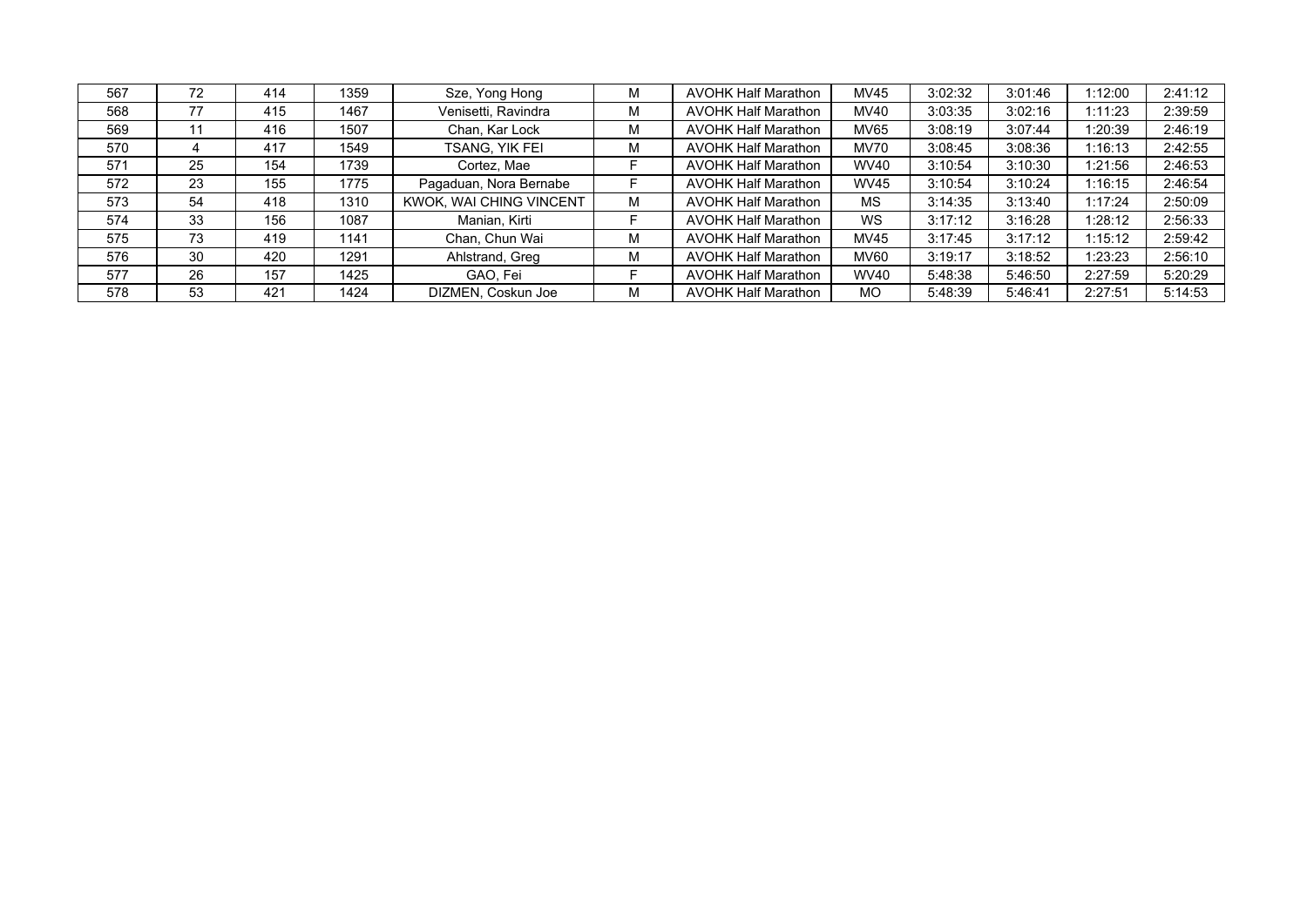| | | | | | | | | | | | |
|---|---|---|---|---|---|---|---|---|---|---|---|
| 567 | 72 | 414 | 1359 | Sze, Yong Hong | M | AVOHK Half Marathon | MV45 | 3:02:32 | 3:01:46 | 1:12:00 | 2:41:12 |
| 568 | 77 | 415 | 1467 | Venisetti, Ravindra | M | AVOHK Half Marathon | MV40 | 3:03:35 | 3:02:16 | 1:11:23 | 2:39:59 |
| 569 | 11 | 416 | 1507 | Chan, Kar Lock | M | AVOHK Half Marathon | MV65 | 3:08:19 | 3:07:44 | 1:20:39 | 2:46:19 |
| 570 | 4 | 417 | 1549 | TSANG, YIK FEI | M | AVOHK Half Marathon | MV70 | 3:08:45 | 3:08:36 | 1:16:13 | 2:42:55 |
| 571 | 25 | 154 | 1739 | Cortez, Mae | F | AVOHK Half Marathon | WV40 | 3:10:54 | 3:10:30 | 1:21:56 | 2:46:53 |
| 572 | 23 | 155 | 1775 | Pagaduan, Nora Bernabe | F | AVOHK Half Marathon | WV45 | 3:10:54 | 3:10:24 | 1:16:15 | 2:46:54 |
| 573 | 54 | 418 | 1310 | KWOK, WAI CHING VINCENT | M | AVOHK Half Marathon | MS | 3:14:35 | 3:13:40 | 1:17:24 | 2:50:09 |
| 574 | 33 | 156 | 1087 | Manian, Kirti | F | AVOHK Half Marathon | WS | 3:17:12 | 3:16:28 | 1:28:12 | 2:56:33 |
| 575 | 73 | 419 | 1141 | Chan, Chun Wai | M | AVOHK Half Marathon | MV45 | 3:17:45 | 3:17:12 | 1:15:12 | 2:59:42 |
| 576 | 30 | 420 | 1291 | Ahlstrand, Greg | M | AVOHK Half Marathon | MV60 | 3:19:17 | 3:18:52 | 1:23:23 | 2:56:10 |
| 577 | 26 | 157 | 1425 | GAO, Fei | F | AVOHK Half Marathon | WV40 | 5:48:38 | 5:46:50 | 2:27:59 | 5:20:29 |
| 578 | 53 | 421 | 1424 | DIZMEN, Coskun Joe | M | AVOHK Half Marathon | MO | 5:48:39 | 5:46:41 | 2:27:51 | 5:14:53 |